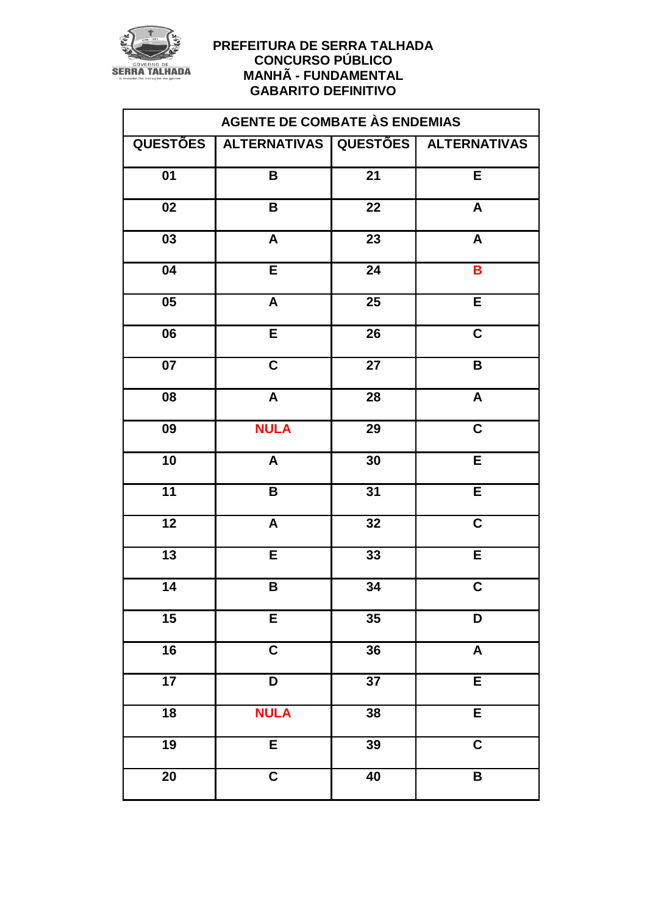# PREFEITURA DE SERRA TALHADA
## CONCURSO PÚBLICO
## MANHÃ - FUNDAMENTAL
## GABARITO DEFINITIVO

| AGENTE DE COMBATE ÀS ENDEMIAS | | | |
|---|---|---|---|
| QUESTÕES | ALTERNATIVAS | QUESTÕES | ALTERNATIVAS |
| 01 | B | 21 | E |
| 02 | B | 22 | A |
| 03 | A | 23 | A |
| 04 | E | 24 | B |
| 05 | A | 25 | E |
| 06 | E | 26 | C |
| 07 | C | 27 | B |
| 08 | A | 28 | A |
| 09 | NULA | 29 | C |
| 10 | A | 30 | E |
| 11 | B | 31 | E |
| 12 | A | 32 | C |
| 13 | E | 33 | E |
| 14 | B | 34 | C |
| 15 | E | 35 | D |
| 16 | C | 36 | A |
| 17 | D | 37 | E |
| 18 | NULA | 38 | E |
| 19 | E | 39 | C |
| 20 | C | 40 | B |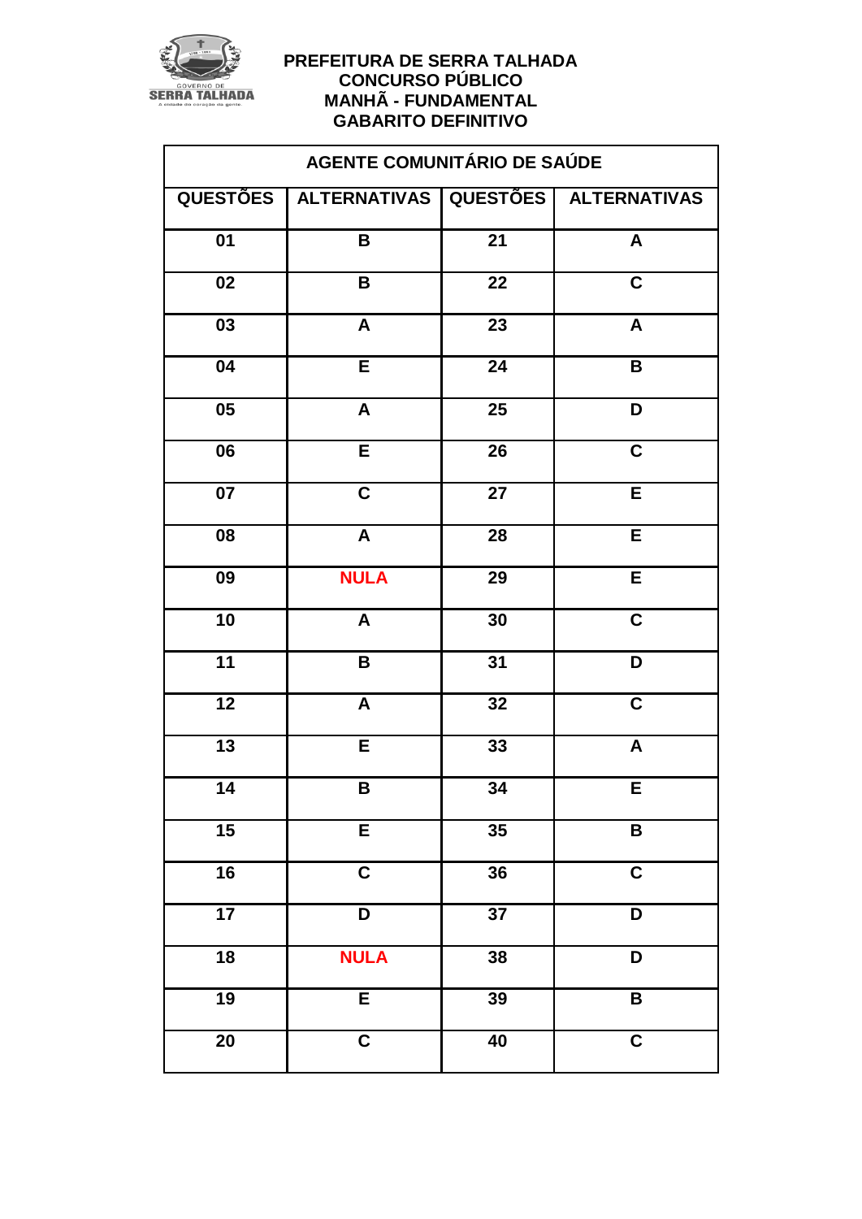**PREFEITURA DE SERRA TALHADA**
**CONCURSO PÚBLICO**
**MANHÃ - FUNDAMENTAL**
**GABARITO DEFINITIVO**

| AGENTE COMUNITÁRIO DE SAÚDE | | | |
|---|---|---|---|
| QUESTÕES | ALTERNATIVAS | QUESTÕES | ALTERNATIVAS |
| 01 | B | 21 | A |
| 02 | B | 22 | C |
| 03 | A | 23 | A |
| 04 | E | 24 | B |
| 05 | A | 25 | D |
| 06 | E | 26 | C |
| 07 | C | 27 | E |
| 08 | A | 28 | E |
| 09 | NULA | 29 | E |
| 10 | A | 30 | C |
| 11 | B | 31 | D |
| 12 | A | 32 | C |
| 13 | E | 33 | A |
| 14 | B | 34 | E |
| 15 | E | 35 | B |
| 16 | C | 36 | C |
| 17 | D | 37 | D |
| 18 | NULA | 38 | D |
| 19 | E | 39 | B |
| 20 | C | 40 | C |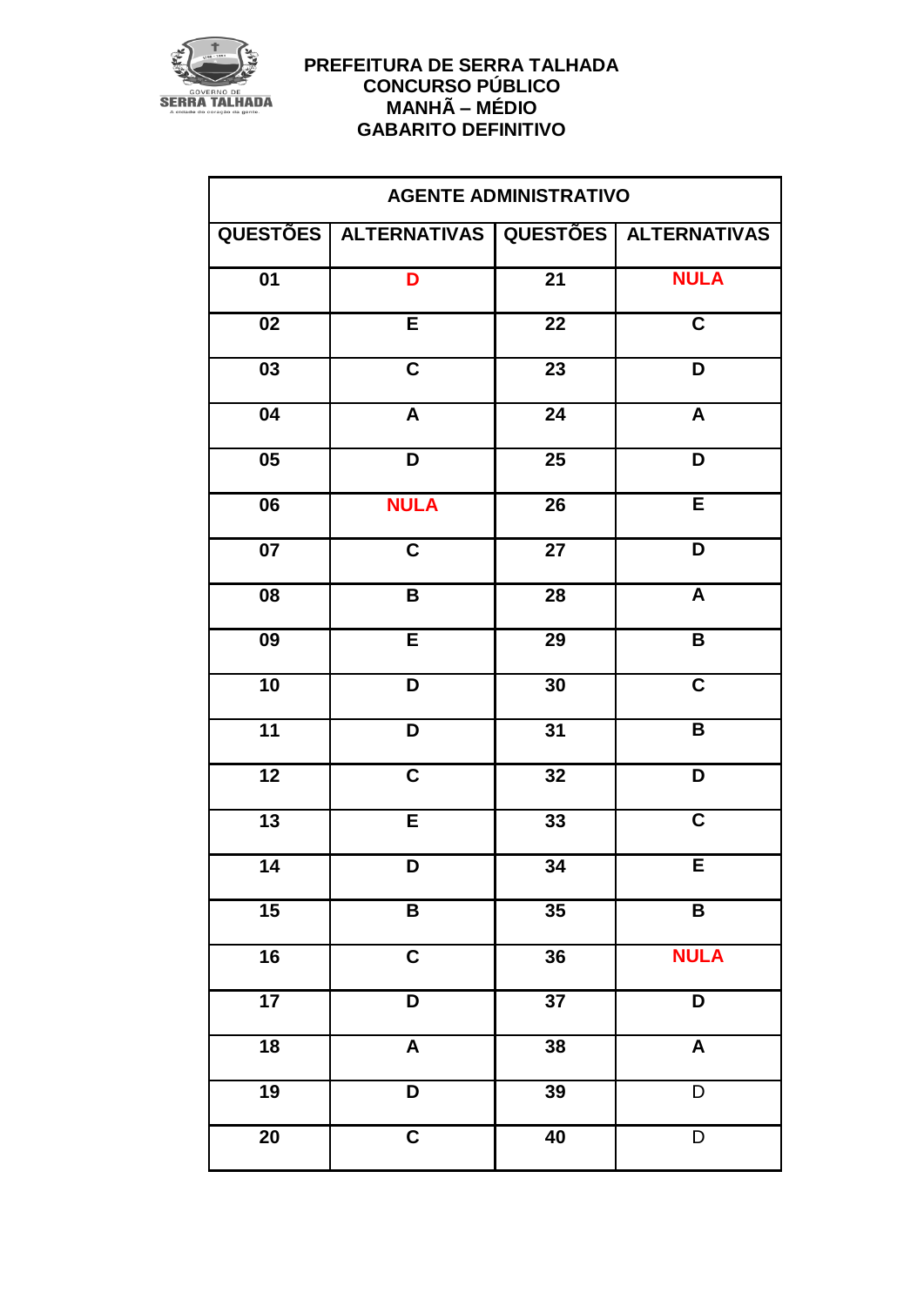**PREFEITURA DE SERRA TALHADA**
**CONCURSO PÚBLICO**
**MANHÃ – MÉDIO**
**GABARITO DEFINITIVO**

| AGENTE ADMINISTRATIVO | | | |
|---|---|---|---|
| QUESTÕES | ALTERNATIVAS | QUESTÕES | ALTERNATIVAS |
| 01 | D | 21 | NULA |
| 02 | E | 22 | C |
| 03 | C | 23 | D |
| 04 | A | 24 | A |
| 05 | D | 25 | D |
| 06 | NULA | 26 | E |
| 07 | C | 27 | D |
| 08 | B | 28 | A |
| 09 | E | 29 | B |
| 10 | D | 30 | C |
| 11 | D | 31 | B |
| 12 | C | 32 | D |
| 13 | E | 33 | C |
| 14 | D | 34 | E |
| 15 | B | 35 | B |
| 16 | C | 36 | NULA |
| 17 | D | 37 | D |
| 18 | A | 38 | A |
| 19 | D | 39 | D |
| 20 | C | 40 | D |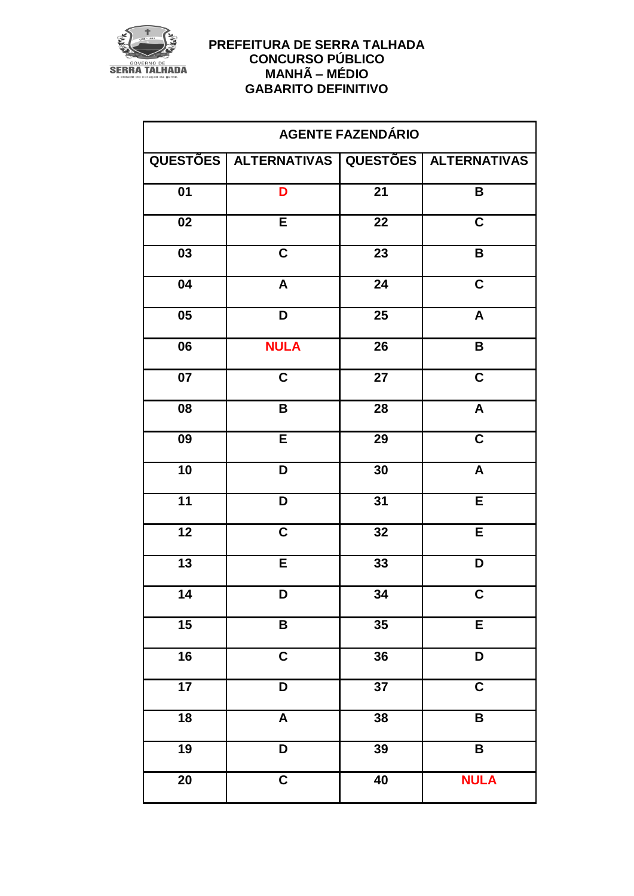**PREFEITURA DE SERRA TALHADA**
**CONCURSO PÚBLICO**
**MANHÃ – MÉDIO**
**GABARITO DEFINITIVO**

| AGENTE FAZENDÁRIO | | | |
|---|---|---|---|
| **QUESTÕES** | **ALTERNATIVAS** | **QUESTÕES** | **ALTERNATIVAS** |
| 01 | D | 21 | B |
| 02 | E | 22 | C |
| 03 | C | 23 | B |
| 04 | A | 24 | C |
| 05 | D | 25 | A |
| 06 | NULA | 26 | B |
| 07 | C | 27 | C |
| 08 | B | 28 | A |
| 09 | E | 29 | C |
| 10 | D | 30 | A |
| 11 | D | 31 | E |
| 12 | C | 32 | E |
| 13 | E | 33 | D |
| 14 | D | 34 | C |
| 15 | B | 35 | E |
| 16 | C | 36 | D |
| 17 | D | 37 | C |
| 18 | A | 38 | B |
| 19 | D | 39 | B |
| 20 | C | 40 | NULA |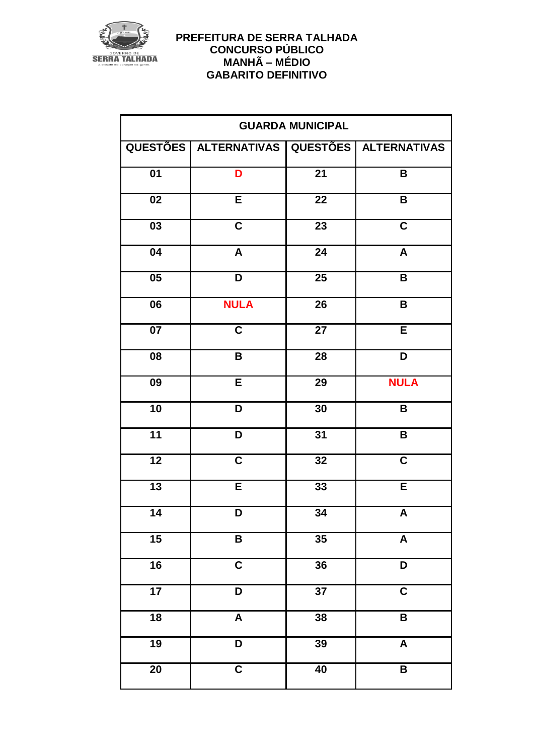**PREFEITURA DE SERRA TALHADA**
**CONCURSO PÚBLICO**
**MANHÃ – MÉDIO**
**GABARITO DEFINITIVO**

| GUARDA MUNICIPAL | | | |
|---|---|---|---|
| **QUESTÕES** | **ALTERNATIVAS** | **QUESTÕES** | **ALTERNATIVAS** |
| 01 | D | 21 | B |
| 02 | E | 22 | B |
| 03 | C | 23 | C |
| 04 | A | 24 | A |
| 05 | D | 25 | B |
| 06 | NULA | 26 | B |
| 07 | C | 27 | E |
| 08 | B | 28 | D |
| 09 | E | 29 | NULA |
| 10 | D | 30 | B |
| 11 | D | 31 | B |
| 12 | C | 32 | C |
| 13 | E | 33 | E |
| 14 | D | 34 | A |
| 15 | B | 35 | A |
| 16 | C | 36 | D |
| 17 | D | 37 | C |
| 18 | A | 38 | B |
| 19 | D | 39 | A |
| 20 | C | 40 | B |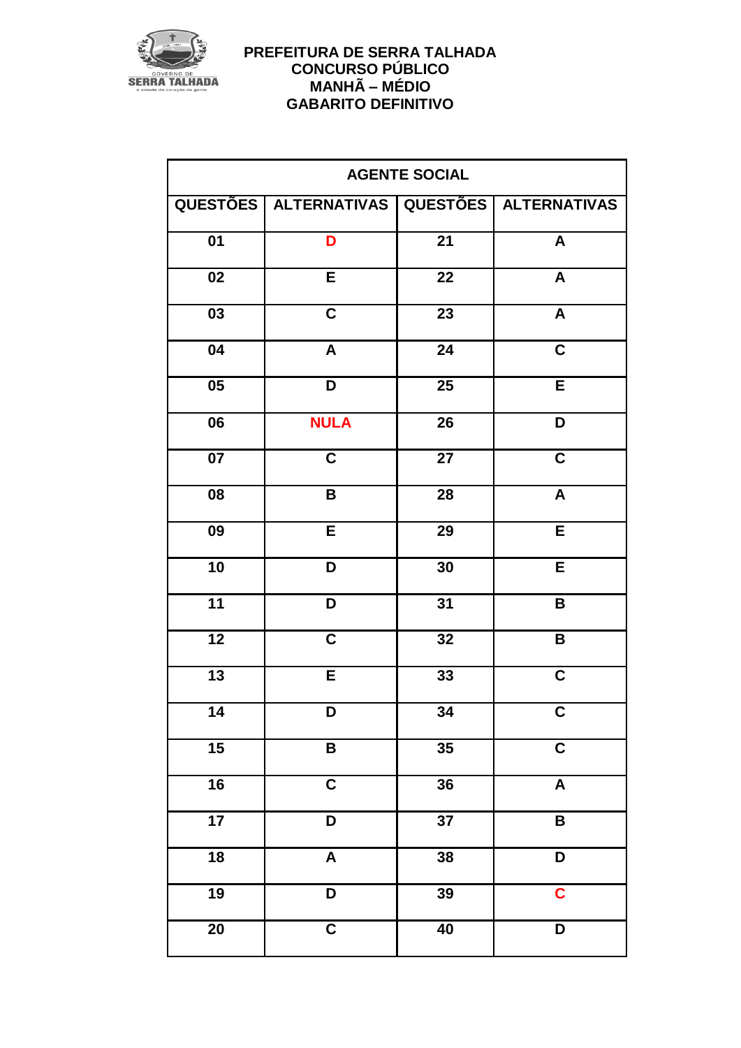**PREFEITURA DE SERRA TALHADA**
**CONCURSO PÚBLICO**
**MANHÃ – MÉDIO**
**GABARITO DEFINITIVO**

| AGENTE SOCIAL | | | |
|---|---|---|---|
| **QUESTÕES** | **ALTERNATIVAS** | **QUESTÕES** | **ALTERNATIVAS** |
| 01 | D | 21 | A |
| 02 | E | 22 | A |
| 03 | C | 23 | A |
| 04 | A | 24 | C |
| 05 | D | 25 | E |
| 06 | NULA | 26 | D |
| 07 | C | 27 | C |
| 08 | B | 28 | A |
| 09 | E | 29 | E |
| 10 | D | 30 | E |
| 11 | D | 31 | B |
| 12 | C | 32 | B |
| 13 | E | 33 | C |
| 14 | D | 34 | C |
| 15 | B | 35 | C |
| 16 | C | 36 | A |
| 17 | D | 37 | B |
| 18 | A | 38 | D |
| 19 | D | 39 | C |
| 20 | C | 40 | D |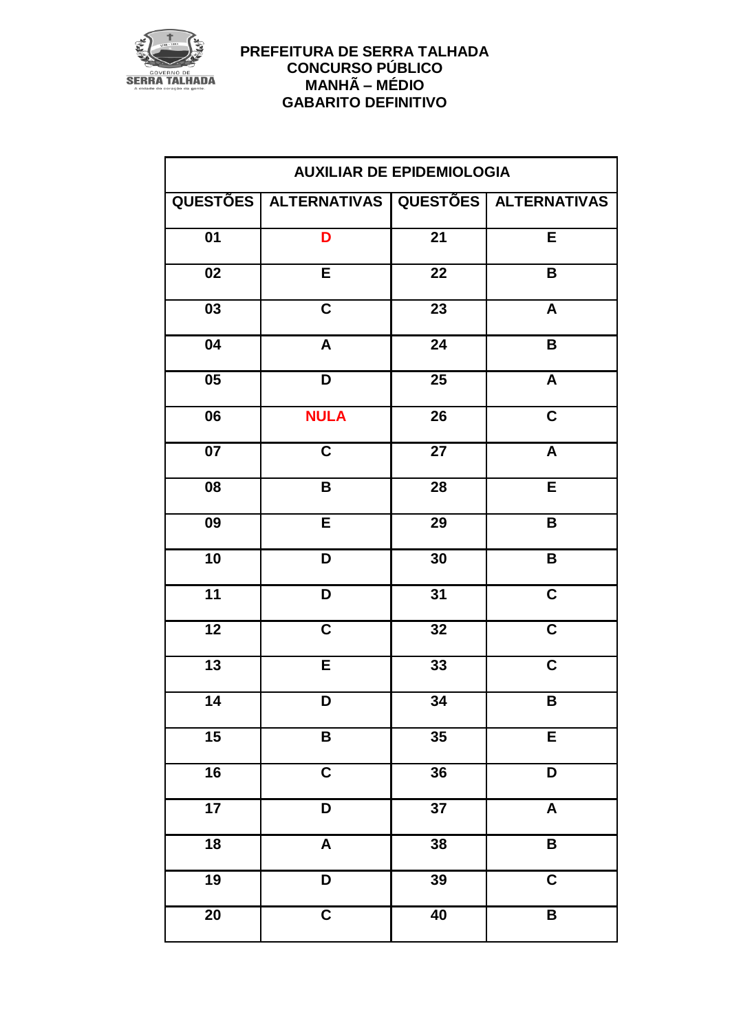**PREFEITURA DE SERRA TALHADA**
**CONCURSO PÚBLICO**
**MANHÃ – MÉDIO**
**GABARITO DEFINITIVO**

| AUXILIAR DE EPIDEMIOLOGIA | | | |
|---|---|---|---|
| QUESTÕES | ALTERNATIVAS | QUESTÕES | ALTERNATIVAS |
| 01 | D | 21 | E |
| 02 | E | 22 | B |
| 03 | C | 23 | A |
| 04 | A | 24 | B |
| 05 | D | 25 | A |
| 06 | NULA | 26 | C |
| 07 | C | 27 | A |
| 08 | B | 28 | E |
| 09 | E | 29 | B |
| 10 | D | 30 | B |
| 11 | D | 31 | C |
| 12 | C | 32 | C |
| 13 | E | 33 | C |
| 14 | D | 34 | B |
| 15 | B | 35 | E |
| 16 | C | 36 | D |
| 17 | D | 37 | A |
| 18 | A | 38 | B |
| 19 | D | 39 | C |
| 20 | C | 40 | B |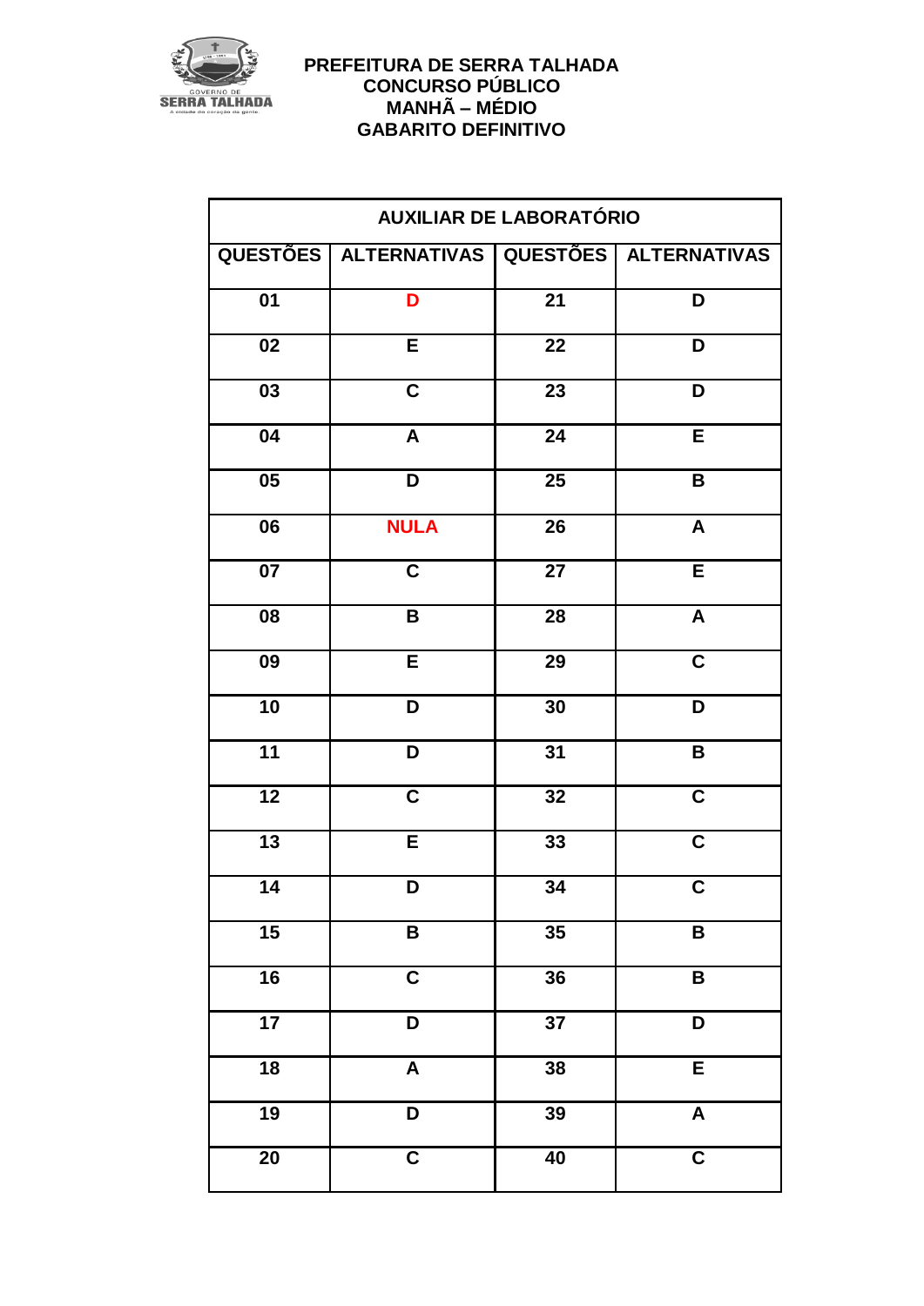**PREFEITURA DE SERRA TALHADA**
**CONCURSO PÚBLICO**
**MANHÃ – MÉDIO**
**GABARITO DEFINITIVO**

| AUXILIAR DE LABORATÓRIO | | | |
|---|---|---|---|
| **QUESTÕES** | **ALTERNATIVAS** | **QUESTÕES** | **ALTERNATIVAS** |
| 01 | D | 21 | D |
| 02 | E | 22 | D |
| 03 | C | 23 | D |
| 04 | A | 24 | E |
| 05 | D | 25 | B |
| 06 | NULA | 26 | A |
| 07 | C | 27 | E |
| 08 | B | 28 | A |
| 09 | E | 29 | C |
| 10 | D | 30 | D |
| 11 | D | 31 | B |
| 12 | C | 32 | C |
| 13 | E | 33 | C |
| 14 | D | 34 | C |
| 15 | B | 35 | B |
| 16 | C | 36 | B |
| 17 | D | 37 | D |
| 18 | A | 38 | E |
| 19 | D | 39 | A |
| 20 | C | 40 | C |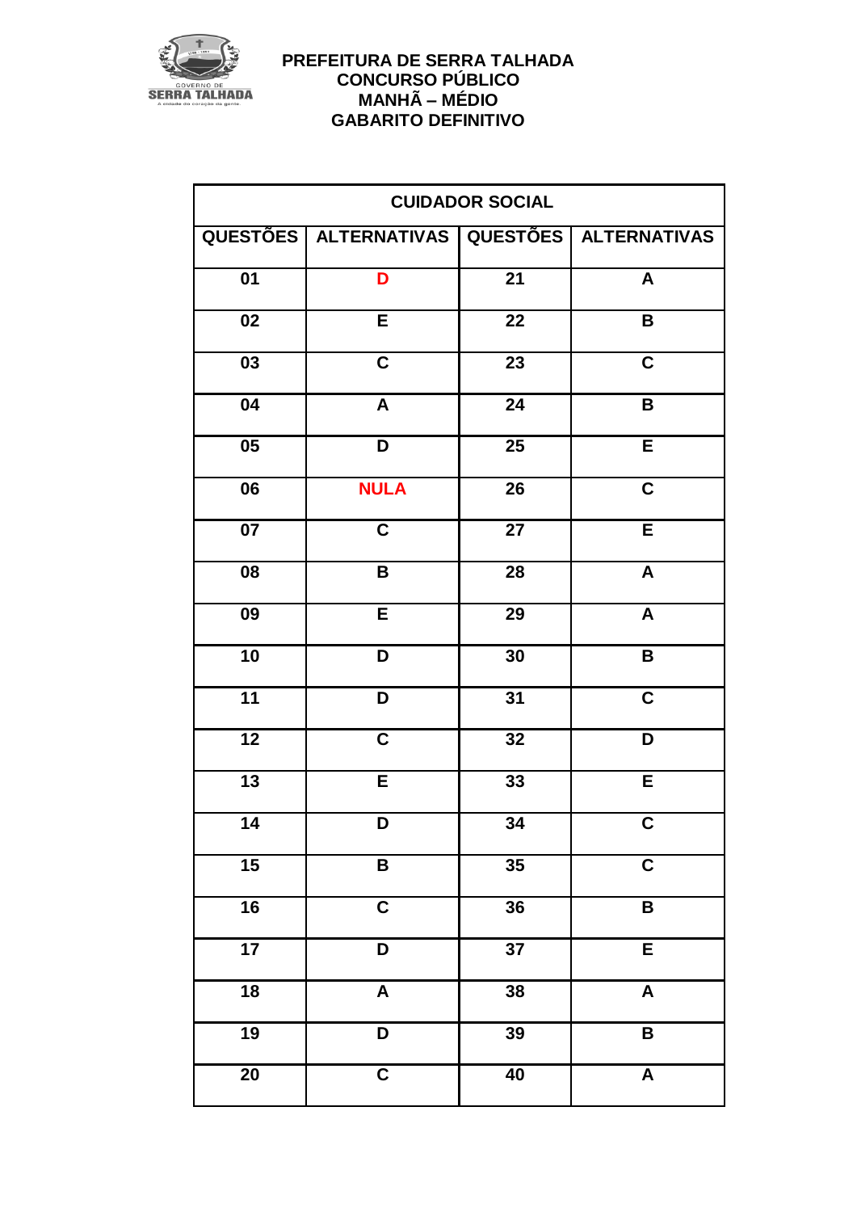**PREFEITURA DE SERRA TALHADA**
**CONCURSO PÚBLICO**
**MANHÃ – MÉDIO**
**GABARITO DEFINITIVO**

| CUIDADOR SOCIAL | | | |
|---|---|---|---|
| QUESTÕES | ALTERNATIVAS | QUESTÕES | ALTERNATIVAS |
| 01 | D | 21 | A |
| 02 | E | 22 | B |
| 03 | C | 23 | C |
| 04 | A | 24 | B |
| 05 | D | 25 | E |
| 06 | NULA | 26 | C |
| 07 | C | 27 | E |
| 08 | B | 28 | A |
| 09 | E | 29 | A |
| 10 | D | 30 | B |
| 11 | D | 31 | C |
| 12 | C | 32 | D |
| 13 | E | 33 | E |
| 14 | D | 34 | C |
| 15 | B | 35 | C |
| 16 | C | 36 | B |
| 17 | D | 37 | E |
| 18 | A | 38 | A |
| 19 | D | 39 | B |
| 20 | C | 40 | A |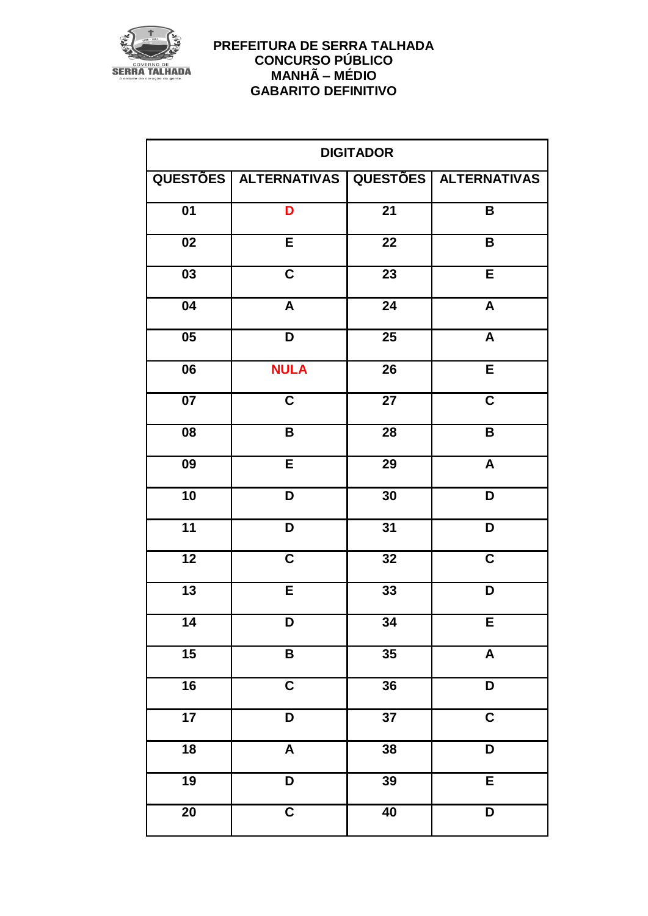**PREFEITURA DE SERRA TALHADA**
**CONCURSO PÚBLICO**
**MANHÃ – MÉDIO**
**GABARITO DEFINITIVO**

| DIGITADOR | | | |
|---|---|---|---|
| **QUESTÕES** | **ALTERNATIVAS** | **QUESTÕES** | **ALTERNATIVAS** |
| 01 | D | 21 | B |
| 02 | E | 22 | B |
| 03 | C | 23 | E |
| 04 | A | 24 | A |
| 05 | D | 25 | A |
| 06 | NULA | 26 | E |
| 07 | C | 27 | C |
| 08 | B | 28 | B |
| 09 | E | 29 | A |
| 10 | D | 30 | D |
| 11 | D | 31 | D |
| 12 | C | 32 | C |
| 13 | E | 33 | D |
| 14 | D | 34 | E |
| 15 | B | 35 | A |
| 16 | C | 36 | D |
| 17 | D | 37 | C |
| 18 | A | 38 | D |
| 19 | D | 39 | E |
| 20 | C | 40 | D |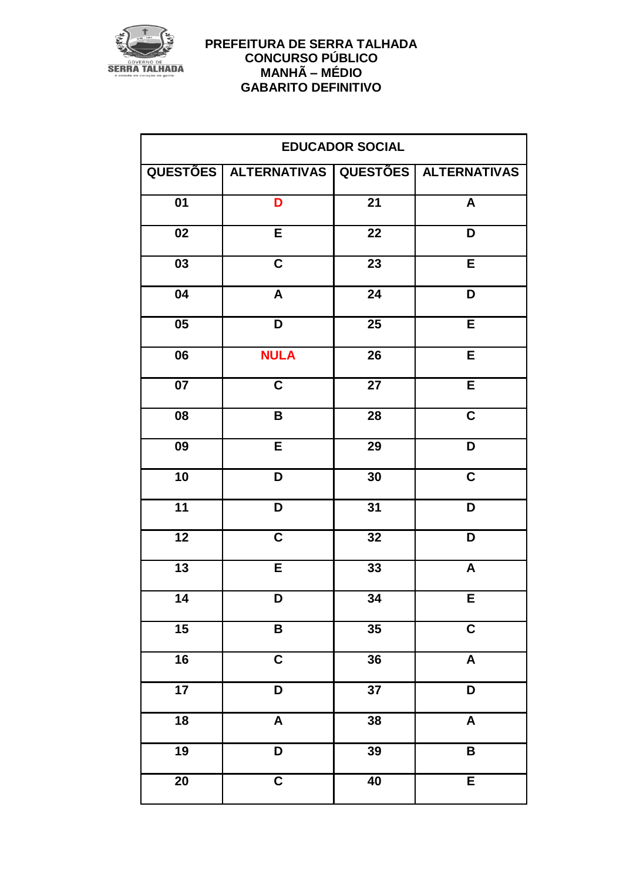**PREFEITURA DE SERRA TALHADA**
**CONCURSO PÚBLICO**
**MANHÃ – MÉDIO**
**GABARITO DEFINITIVO**

| EDUCADOR SOCIAL | | | |
|---|---|---|---|
| QUESTÕES | ALTERNATIVAS | QUESTÕES | ALTERNATIVAS |
| 01 | D | 21 | A |
| 02 | E | 22 | D |
| 03 | C | 23 | E |
| 04 | A | 24 | D |
| 05 | D | 25 | E |
| 06 | NULA | 26 | E |
| 07 | C | 27 | E |
| 08 | B | 28 | C |
| 09 | E | 29 | D |
| 10 | D | 30 | C |
| 11 | D | 31 | D |
| 12 | C | 32 | D |
| 13 | E | 33 | A |
| 14 | D | 34 | E |
| 15 | B | 35 | C |
| 16 | C | 36 | A |
| 17 | D | 37 | D |
| 18 | A | 38 | A |
| 19 | D | 39 | B |
| 20 | C | 40 | E |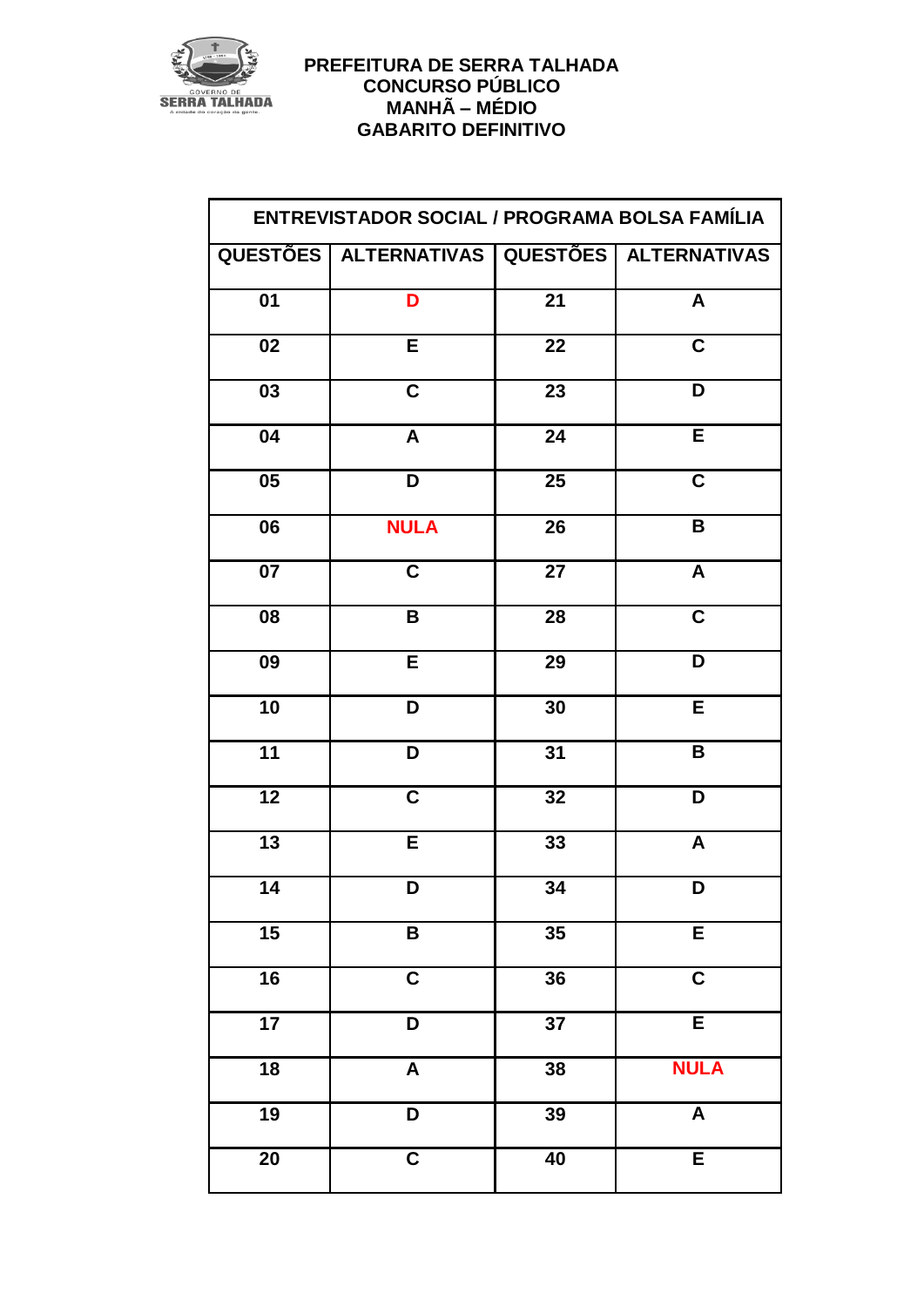**PREFEITURA DE SERRA TALHADA**
**CONCURSO PÚBLICO**
**MANHÃ – MÉDIO**
**GABARITO DEFINITIVO**

| ENTREVISTADOR SOCIAL / PROGRAMA BOLSA FAMÍLIA | | | |
|---|---|---|---|
| **QUESTÕES** | **ALTERNATIVAS** | **QUESTÕES** | **ALTERNATIVAS** |
| 01 | D | 21 | A |
| 02 | E | 22 | C |
| 03 | C | 23 | D |
| 04 | A | 24 | E |
| 05 | D | 25 | C |
| 06 | NULA | 26 | B |
| 07 | C | 27 | A |
| 08 | B | 28 | C |
| 09 | E | 29 | D |
| 10 | D | 30 | E |
| 11 | D | 31 | B |
| 12 | C | 32 | D |
| 13 | E | 33 | A |
| 14 | D | 34 | D |
| 15 | B | 35 | E |
| 16 | C | 36 | C |
| 17 | D | 37 | E |
| 18 | A | 38 | NULA |
| 19 | D | 39 | A |
| 20 | C | 40 | E |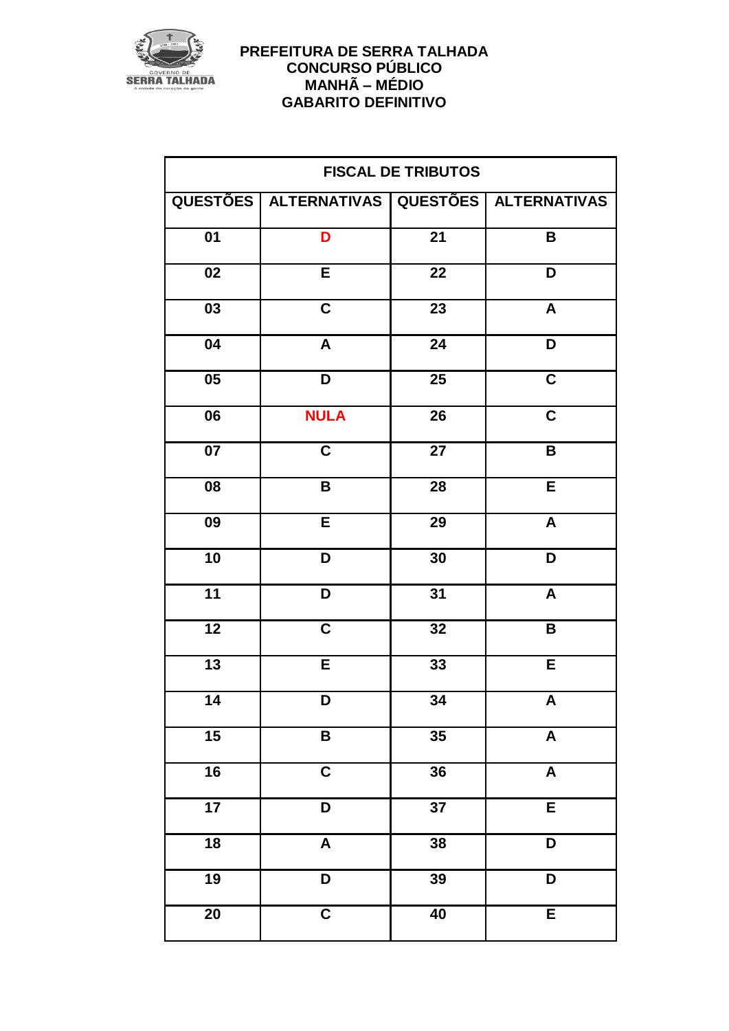**PREFEITURA DE SERRA TALHADA**
**CONCURSO PÚBLICO**
**MANHÃ – MÉDIO**
**GABARITO DEFINITIVO**

| FISCAL DE TRIBUTOS | | | |
|---|---|---|---|
| **QUESTÕES** | **ALTERNATIVAS** | **QUESTÕES** | **ALTERNATIVAS** |
| 01 | D | 21 | B |
| 02 | E | 22 | D |
| 03 | C | 23 | A |
| 04 | A | 24 | D |
| 05 | D | 25 | C |
| 06 | NULA | 26 | C |
| 07 | C | 27 | B |
| 08 | B | 28 | E |
| 09 | E | 29 | A |
| 10 | D | 30 | D |
| 11 | D | 31 | A |
| 12 | C | 32 | B |
| 13 | E | 33 | E |
| 14 | D | 34 | A |
| 15 | B | 35 | A |
| 16 | C | 36 | A |
| 17 | D | 37 | E |
| 18 | A | 38 | D |
| 19 | D | 39 | D |
| 20 | C | 40 | E |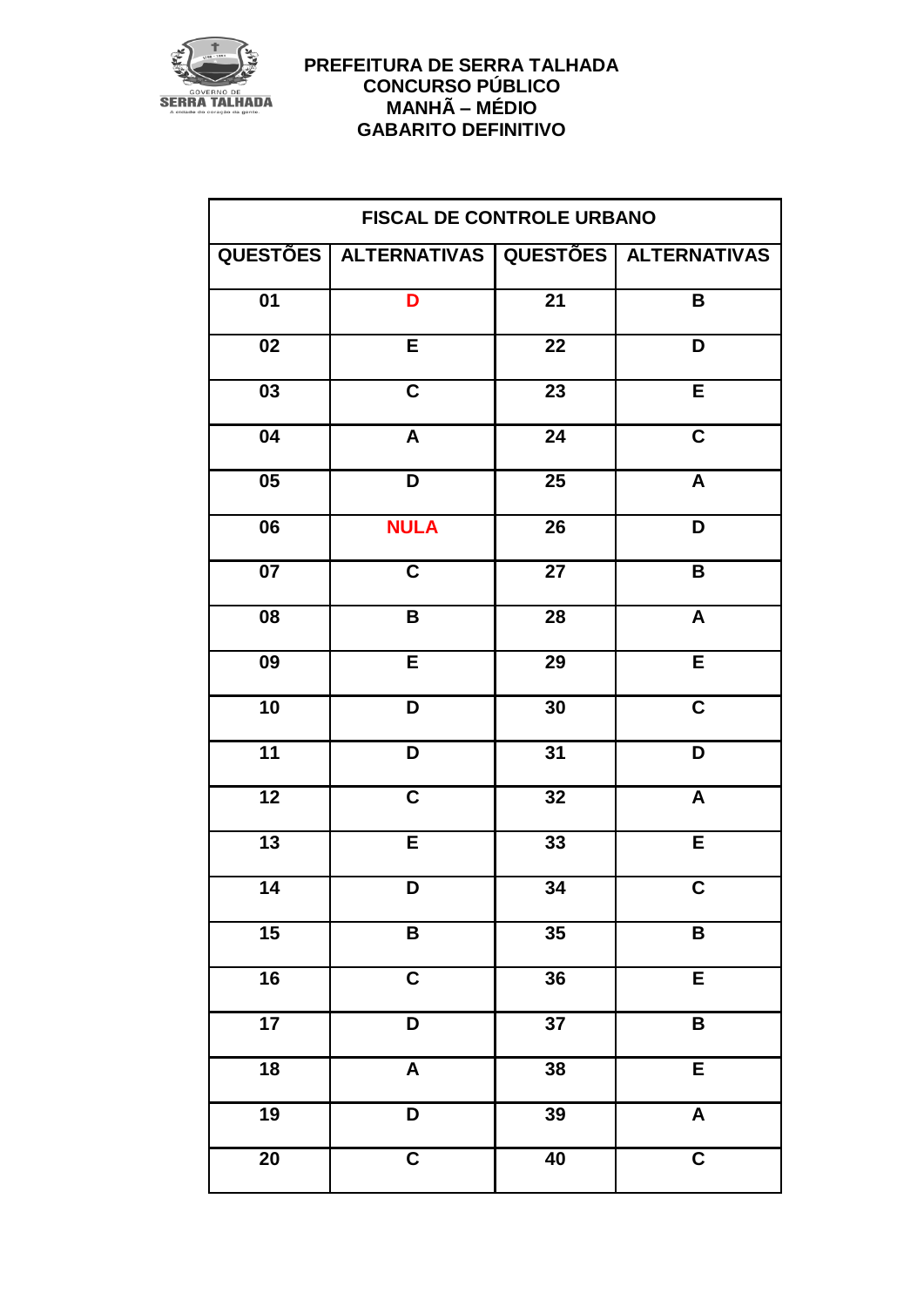**PREFEITURA DE SERRA TALHADA**
**CONCURSO PÚBLICO**
**MANHÃ – MÉDIO**
**GABARITO DEFINITIVO**

| FISCAL DE CONTROLE URBANO | | | |
|---|---|---|---|
| **QUESTÕES** | **ALTERNATIVAS** | **QUESTÕES** | **ALTERNATIVAS** |
| 01 | D | 21 | B |
| 02 | E | 22 | D |
| 03 | C | 23 | E |
| 04 | A | 24 | C |
| 05 | D | 25 | A |
| 06 | NULA | 26 | D |
| 07 | C | 27 | B |
| 08 | B | 28 | A |
| 09 | E | 29 | E |
| 10 | D | 30 | C |
| 11 | D | 31 | D |
| 12 | C | 32 | A |
| 13 | E | 33 | E |
| 14 | D | 34 | C |
| 15 | B | 35 | B |
| 16 | C | 36 | E |
| 17 | D | 37 | B |
| 18 | A | 38 | E |
| 19 | D | 39 | A |
| 20 | C | 40 | C |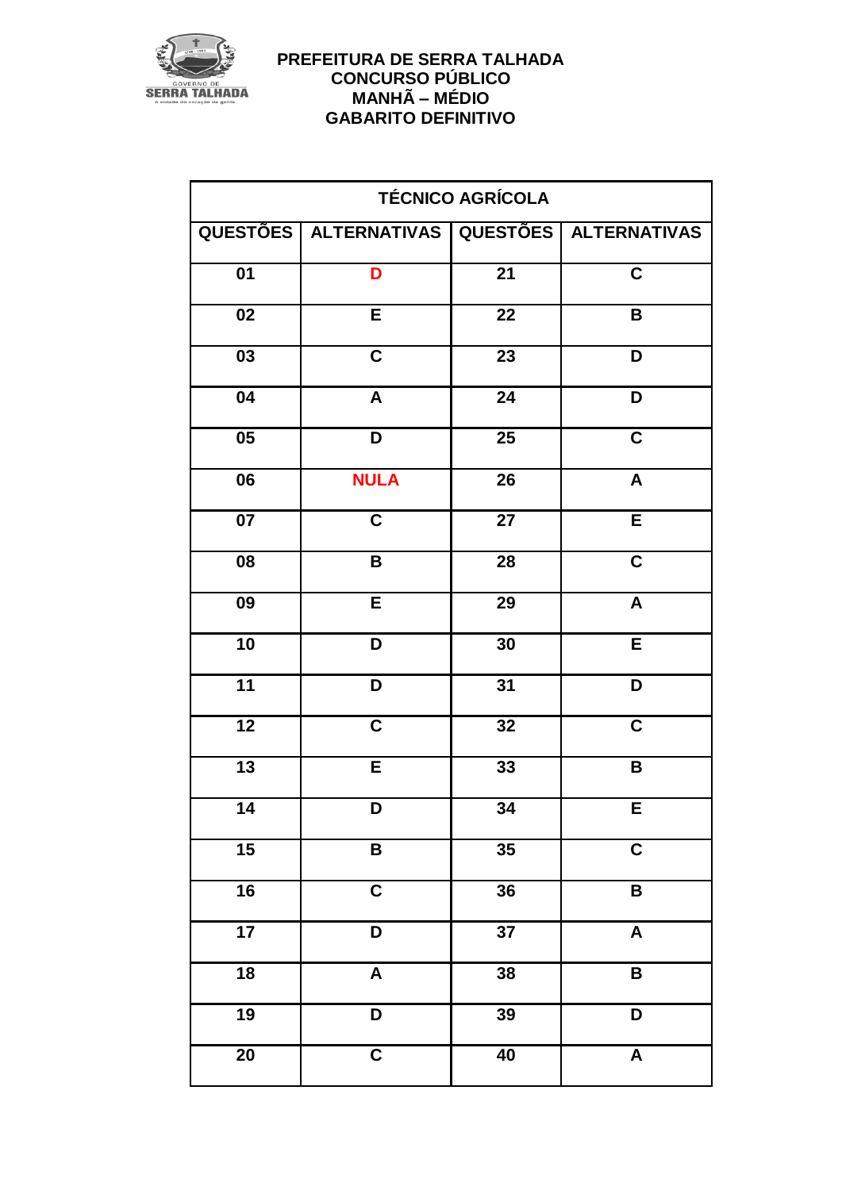**PREFEITURA DE SERRA TALHADA**
**CONCURSO PÚBLICO**
**MANHÃ – MÉDIO**
**GABARITO DEFINITIVO**

| TÉCNICO AGRÍCOLA | | | |
|---|---|---|---|
| **QUESTÕES** | **ALTERNATIVAS** | **QUESTÕES** | **ALTERNATIVAS** |
| 01 | D | 21 | C |
| 02 | E | 22 | B |
| 03 | C | 23 | D |
| 04 | A | 24 | D |
| 05 | D | 25 | C |
| 06 | NULA | 26 | A |
| 07 | C | 27 | E |
| 08 | B | 28 | C |
| 09 | E | 29 | A |
| 10 | D | 30 | E |
| 11 | D | 31 | D |
| 12 | C | 32 | C |
| 13 | E | 33 | B |
| 14 | D | 34 | E |
| 15 | B | 35 | C |
| 16 | C | 36 | B |
| 17 | D | 37 | A |
| 18 | A | 38 | B |
| 19 | D | 39 | D |
| 20 | C | 40 | A |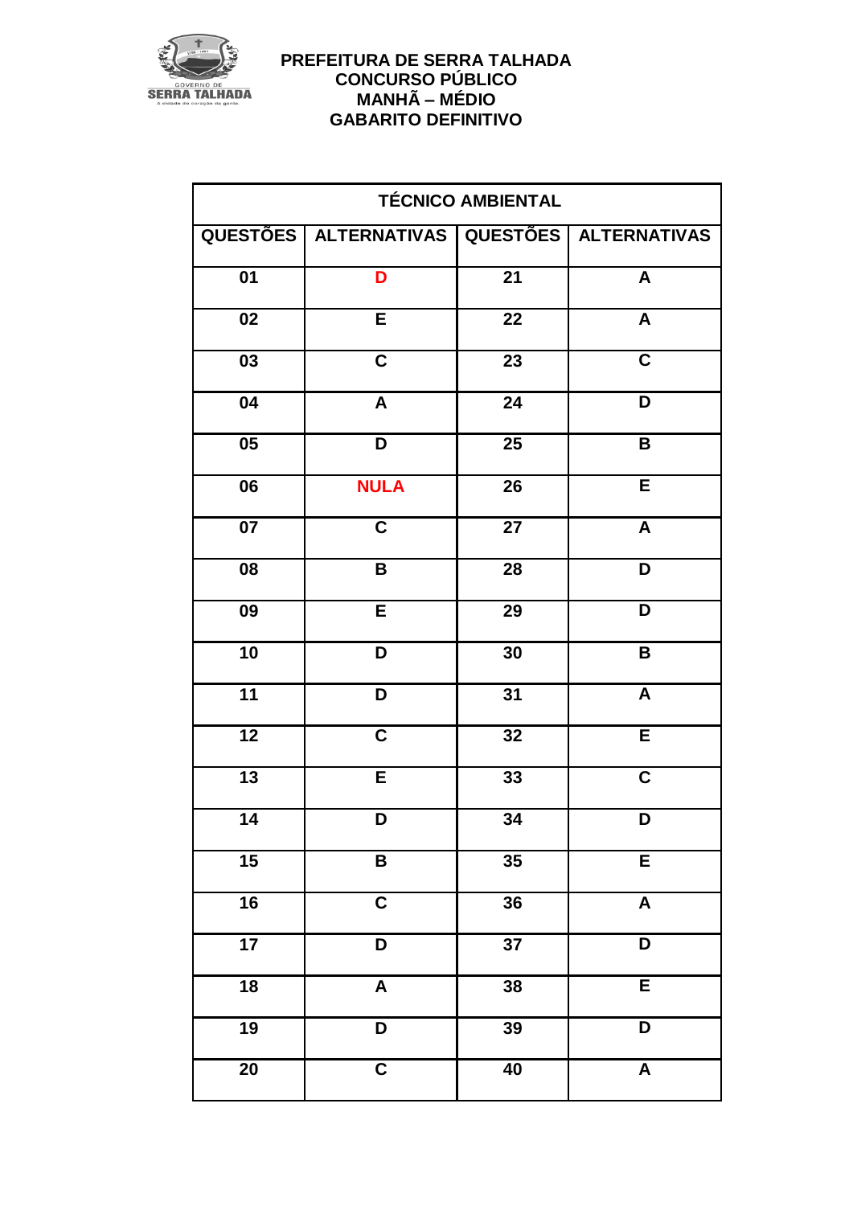**PREFEITURA DE SERRA TALHADA**
**CONCURSO PÚBLICO**
**MANHÃ – MÉDIO**
**GABARITO DEFINITIVO**

| TÉCNICO AMBIENTAL | | | |
|---|---|---|---|
| **QUESTÕES** | **ALTERNATIVAS** | **QUESTÕES** | **ALTERNATIVAS** |
| 01 | D | 21 | A |
| 02 | E | 22 | A |
| 03 | C | 23 | C |
| 04 | A | 24 | D |
| 05 | D | 25 | B |
| 06 | NULA | 26 | E |
| 07 | C | 27 | A |
| 08 | B | 28 | D |
| 09 | E | 29 | D |
| 10 | D | 30 | B |
| 11 | D | 31 | A |
| 12 | C | 32 | E |
| 13 | E | 33 | C |
| 14 | D | 34 | D |
| 15 | B | 35 | E |
| 16 | C | 36 | A |
| 17 | D | 37 | D |
| 18 | A | 38 | E |
| 19 | D | 39 | D |
| 20 | C | 40 | A |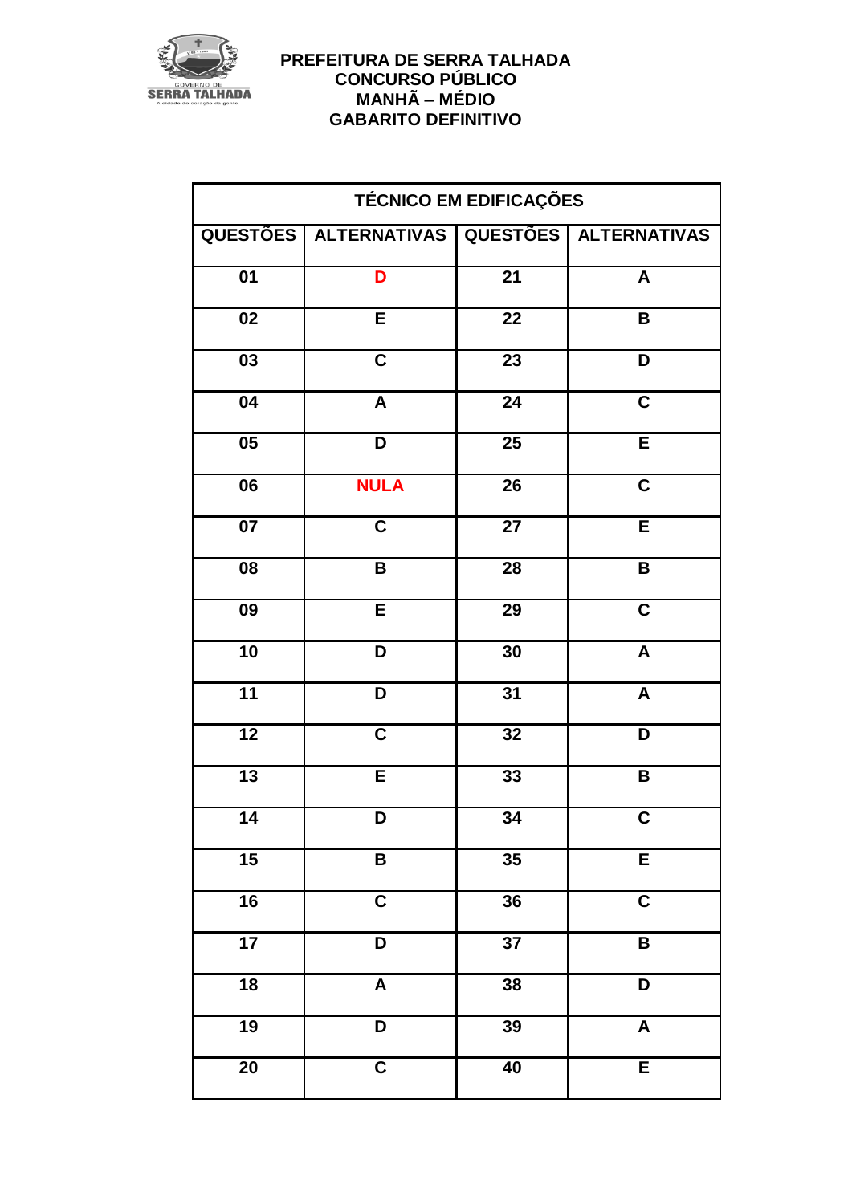# PREFEITURA DE SERRA TALHADA
## CONCURSO PÚBLICO
## MANHÃ – MÉDIO
## GABARITO DEFINITIVO

| TÉCNICO EM EDIFICAÇÕES | | | |
|---|---|---|---|
| **QUESTÕES** | **ALTERNATIVAS** | **QUESTÕES** | **ALTERNATIVAS** |
| 01 | D | 21 | A |
| 02 | E | 22 | B |
| 03 | C | 23 | D |
| 04 | A | 24 | C |
| 05 | D | 25 | E |
| 06 | NULA | 26 | C |
| 07 | C | 27 | E |
| 08 | B | 28 | B |
| 09 | E | 29 | C |
| 10 | D | 30 | A |
| 11 | D | 31 | A |
| 12 | C | 32 | D |
| 13 | E | 33 | B |
| 14 | D | 34 | C |
| 15 | B | 35 | E |
| 16 | C | 36 | C |
| 17 | D | 37 | B |
| 18 | A | 38 | D |
| 19 | D | 39 | A |
| 20 | C | 40 | E |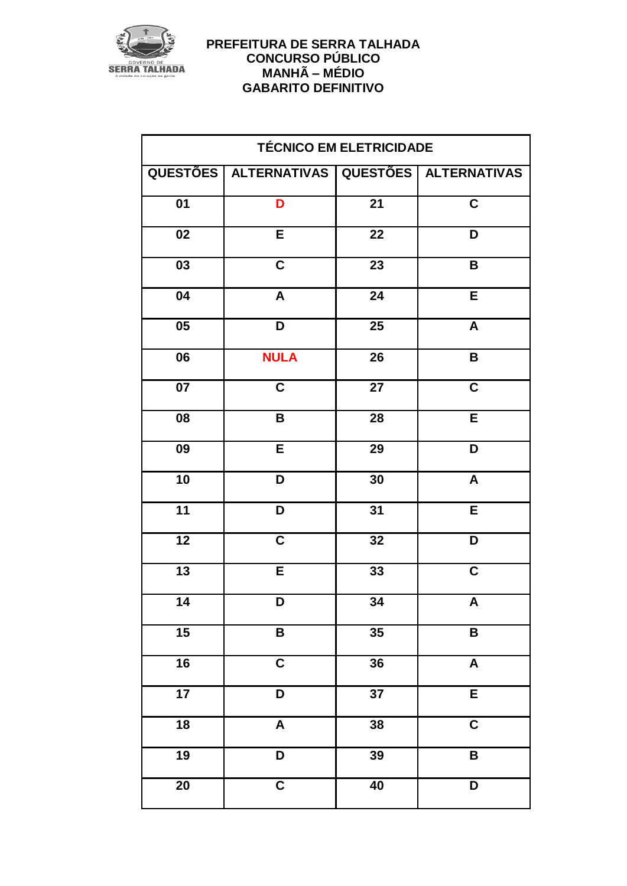**PREFEITURA DE SERRA TALHADA**
**CONCURSO PÚBLICO**
**MANHÃ – MÉDIO**
**GABARITO DEFINITIVO**

| TÉCNICO EM ELETRICIDADE | | | |
|---|---|---|---|
| **QUESTÕES** | **ALTERNATIVAS** | **QUESTÕES** | **ALTERNATIVAS** |
| 01 | D | 21 | C |
| 02 | E | 22 | D |
| 03 | C | 23 | B |
| 04 | A | 24 | E |
| 05 | D | 25 | A |
| 06 | NULA | 26 | B |
| 07 | C | 27 | C |
| 08 | B | 28 | E |
| 09 | E | 29 | D |
| 10 | D | 30 | A |
| 11 | D | 31 | E |
| 12 | C | 32 | D |
| 13 | E | 33 | C |
| 14 | D | 34 | A |
| 15 | B | 35 | B |
| 16 | C | 36 | A |
| 17 | D | 37 | E |
| 18 | A | 38 | C |
| 19 | D | 39 | B |
| 20 | C | 40 | D |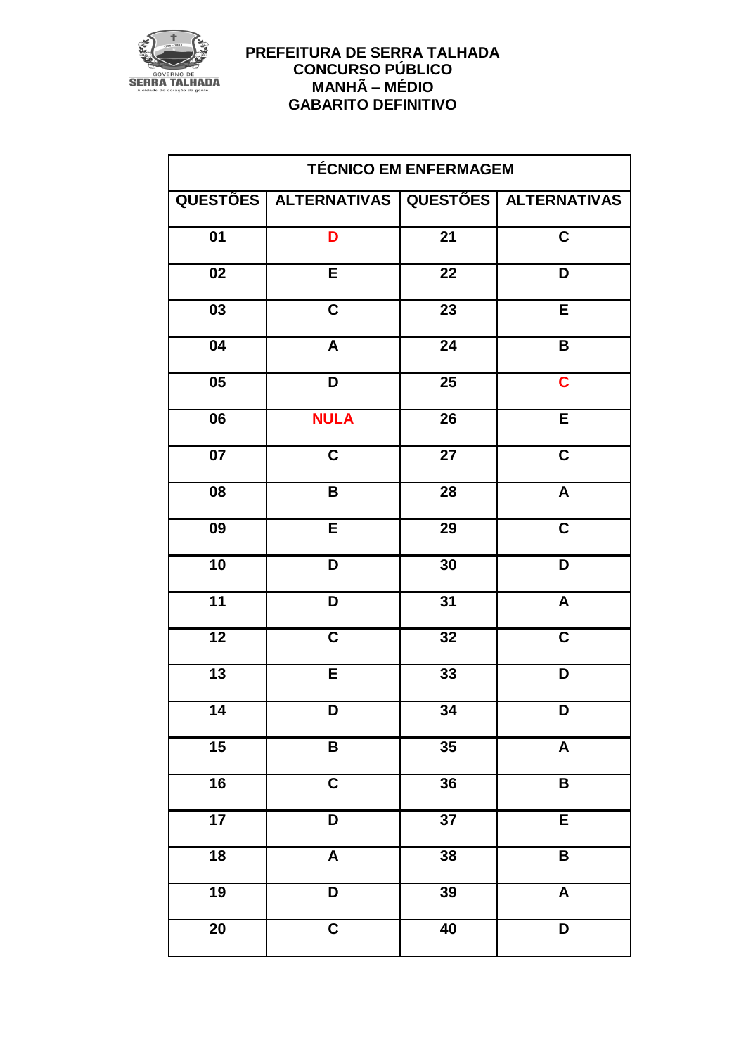**PREFEITURA DE SERRA TALHADA**
**CONCURSO PÚBLICO**
**MANHÃ – MÉDIO**
**GABARITO DEFINITIVO**

| TÉCNICO EM ENFERMAGEM | | | |
|---|---|---|---|
| QUESTÕES | ALTERNATIVAS | QUESTÕES | ALTERNATIVAS |
| 01 | D | 21 | C |
| 02 | E | 22 | D |
| 03 | C | 23 | E |
| 04 | A | 24 | B |
| 05 | D | 25 | C |
| 06 | NULA | 26 | E |
| 07 | C | 27 | C |
| 08 | B | 28 | A |
| 09 | E | 29 | C |
| 10 | D | 30 | D |
| 11 | D | 31 | A |
| 12 | C | 32 | C |
| 13 | E | 33 | D |
| 14 | D | 34 | D |
| 15 | B | 35 | A |
| 16 | C | 36 | B |
| 17 | D | 37 | E |
| 18 | A | 38 | B |
| 19 | D | 39 | A |
| 20 | C | 40 | D |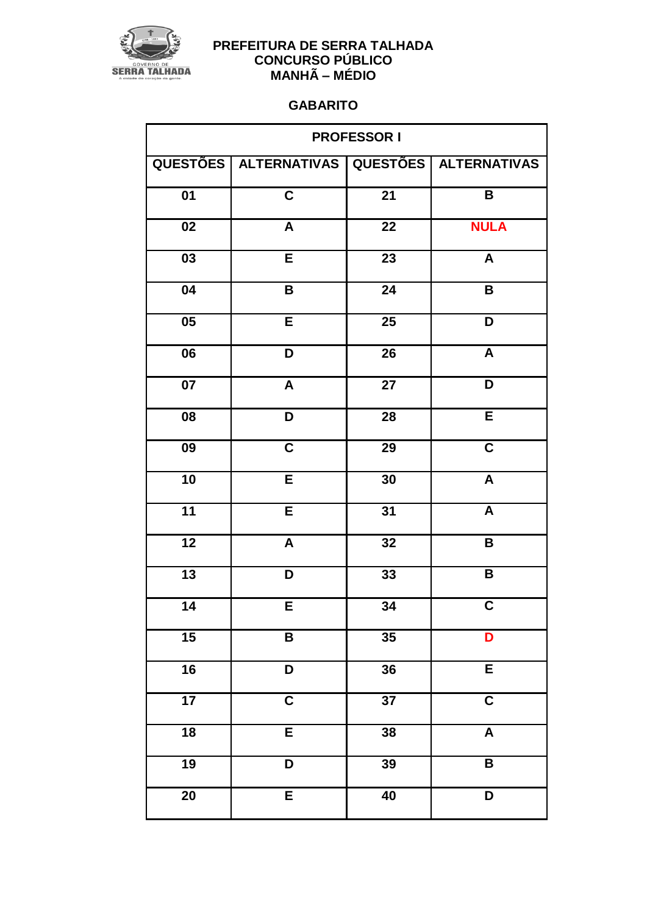**PREFEITURA DE SERRA TALHADA**
**CONCURSO PÚBLICO**
**MANHÃ – MÉDIO**

## GABARITO

| PROFESSOR I | | | |
|---|---|---|---|
| **QUESTÕES** | **ALTERNATIVAS** | **QUESTÕES** | **ALTERNATIVAS** |
| 01 | C | 21 | B |
| 02 | A | 22 | NULA |
| 03 | E | 23 | A |
| 04 | B | 24 | B |
| 05 | E | 25 | D |
| 06 | D | 26 | A |
| 07 | A | 27 | D |
| 08 | D | 28 | E |
| 09 | C | 29 | C |
| 10 | E | 30 | A |
| 11 | E | 31 | A |
| 12 | A | 32 | B |
| 13 | D | 33 | B |
| 14 | E | 34 | C |
| 15 | B | 35 | D |
| 16 | D | 36 | E |
| 17 | C | 37 | C |
| 18 | E | 38 | A |
| 19 | D | 39 | B |
| 20 | E | 40 | D |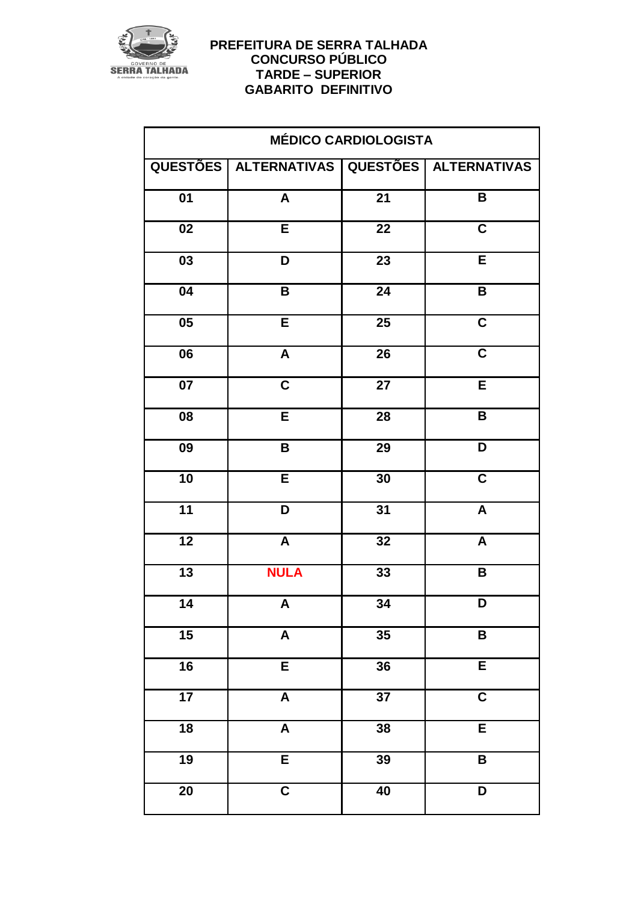# PREFEITURA DE SERRA TALHADA
## CONCURSO PÚBLICO
## TARDE – SUPERIOR
## GABARITO DEFINITIVO

| MÉDICO CARDIOLOGISTA | | | |
|---|---|---|---|
| QUESTÕES | ALTERNATIVAS | QUESTÕES | ALTERNATIVAS |
| 01 | A | 21 | B |
| 02 | E | 22 | C |
| 03 | D | 23 | E |
| 04 | B | 24 | B |
| 05 | E | 25 | C |
| 06 | A | 26 | C |
| 07 | C | 27 | E |
| 08 | E | 28 | B |
| 09 | B | 29 | D |
| 10 | E | 30 | C |
| 11 | D | 31 | A |
| 12 | A | 32 | A |
| 13 | NULA | 33 | B |
| 14 | A | 34 | D |
| 15 | A | 35 | B |
| 16 | E | 36 | E |
| 17 | A | 37 | C |
| 18 | A | 38 | E |
| 19 | E | 39 | B |
| 20 | C | 40 | D |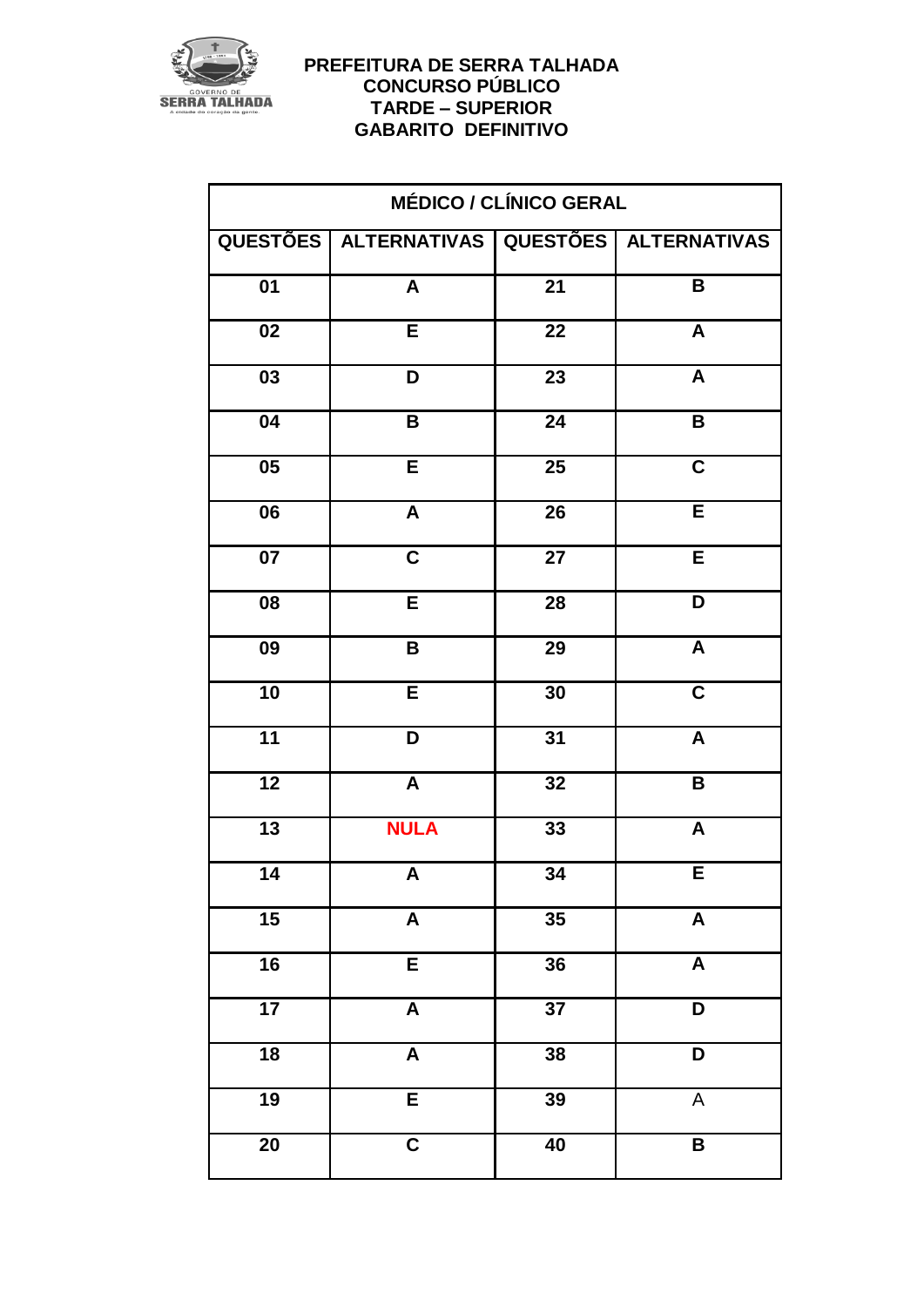# PREFEITURA DE SERRA TALHADA
## CONCURSO PÚBLICO
## TARDE – SUPERIOR
## GABARITO DEFINITIVO

| MÉDICO / CLÍNICO GERAL | | | |
|---|---|---|---|
| QUESTÕES | ALTERNATIVAS | QUESTÕES | ALTERNATIVAS |
| 01 | A | 21 | B |
| 02 | E | 22 | A |
| 03 | D | 23 | A |
| 04 | B | 24 | B |
| 05 | E | 25 | C |
| 06 | A | 26 | E |
| 07 | C | 27 | E |
| 08 | E | 28 | D |
| 09 | B | 29 | A |
| 10 | E | 30 | C |
| 11 | D | 31 | A |
| 12 | A | 32 | B |
| 13 | NULA | 33 | A |
| 14 | A | 34 | E |
| 15 | A | 35 | A |
| 16 | E | 36 | A |
| 17 | A | 37 | D |
| 18 | A | 38 | D |
| 19 | E | 39 | A |
| 20 | C | 40 | B |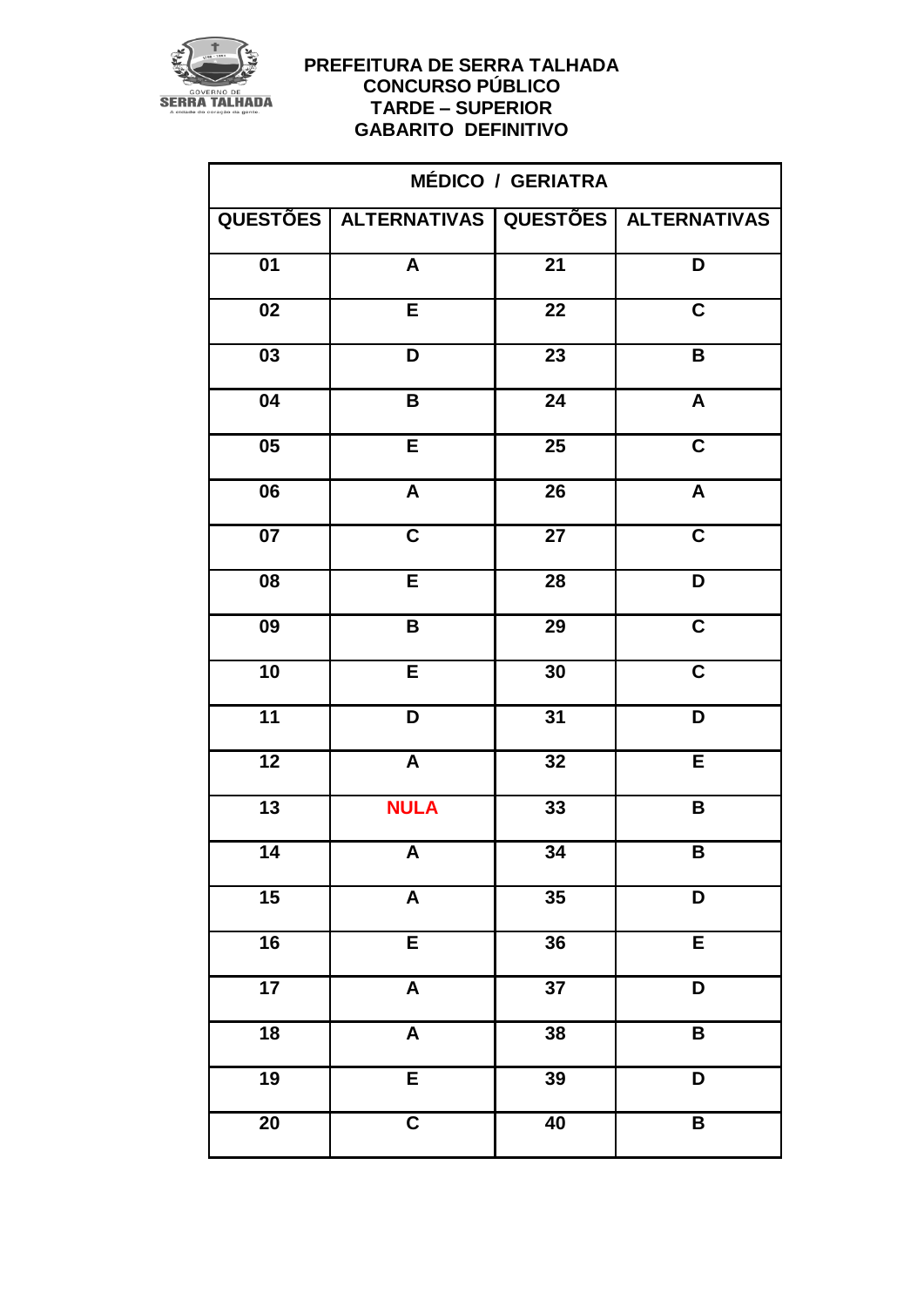**PREFEITURA DE SERRA TALHADA**
**CONCURSO PÚBLICO**
**TARDE – SUPERIOR**
**GABARITO DEFINITIVO**

| MÉDICO / GERIATRA | | | |
|---|---|---|---|
| **QUESTÕES** | **ALTERNATIVAS** | **QUESTÕES** | **ALTERNATIVAS** |
| 01 | A | 21 | D |
| 02 | E | 22 | C |
| 03 | D | 23 | B |
| 04 | B | 24 | A |
| 05 | E | 25 | C |
| 06 | A | 26 | A |
| 07 | C | 27 | C |
| 08 | E | 28 | D |
| 09 | B | 29 | C |
| 10 | E | 30 | C |
| 11 | D | 31 | D |
| 12 | A | 32 | E |
| 13 | NULA | 33 | B |
| 14 | A | 34 | B |
| 15 | A | 35 | D |
| 16 | E | 36 | E |
| 17 | A | 37 | D |
| 18 | A | 38 | B |
| 19 | E | 39 | D |
| 20 | C | 40 | B |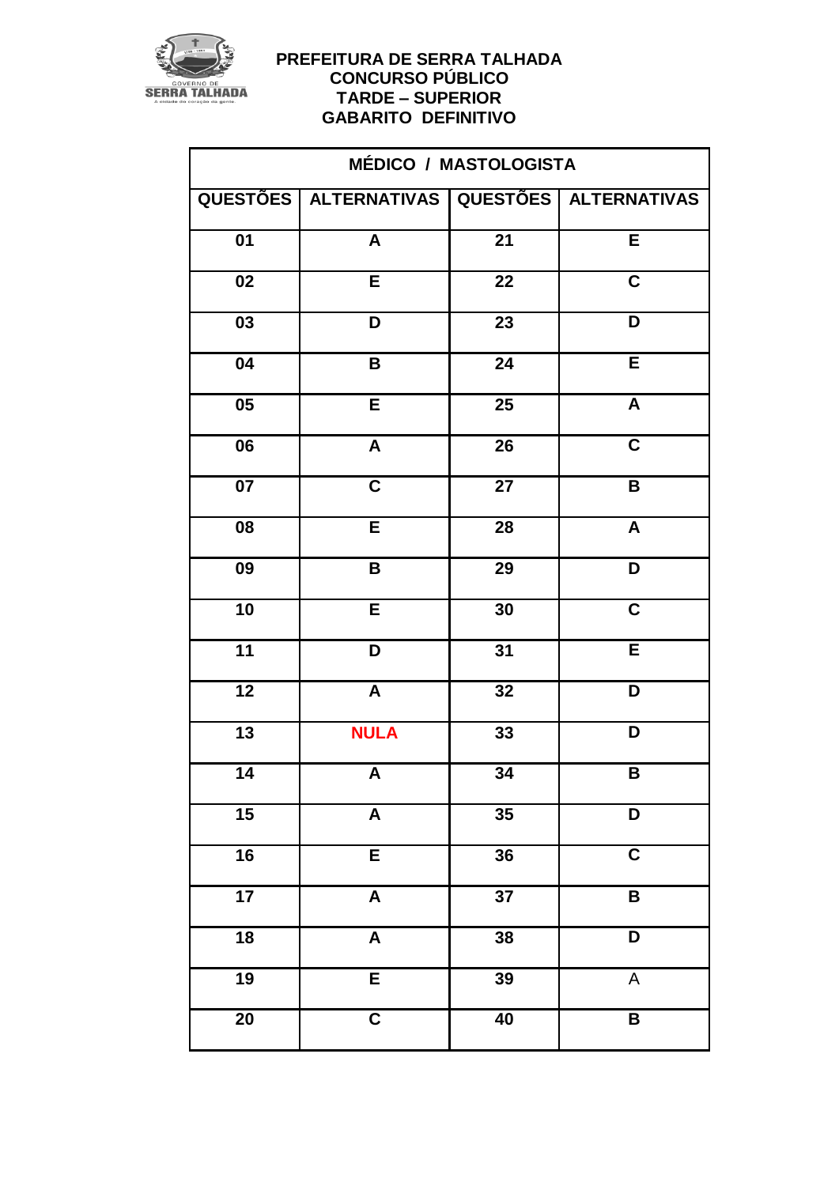**PREFEITURA DE SERRA TALHADA**
**CONCURSO PÚBLICO**
**TARDE – SUPERIOR**
**GABARITO DEFINITIVO**

| MÉDICO / MASTOLOGISTA | | | |
|---|---|---|---|
| QUESTÕES | ALTERNATIVAS | QUESTÕES | ALTERNATIVAS |
| 01 | A | 21 | E |
| 02 | E | 22 | C |
| 03 | D | 23 | D |
| 04 | B | 24 | E |
| 05 | E | 25 | A |
| 06 | A | 26 | C |
| 07 | C | 27 | B |
| 08 | E | 28 | A |
| 09 | B | 29 | D |
| 10 | E | 30 | C |
| 11 | D | 31 | E |
| 12 | A | 32 | D |
| 13 | NULA | 33 | D |
| 14 | A | 34 | B |
| 15 | A | 35 | D |
| 16 | E | 36 | C |
| 17 | A | 37 | B |
| 18 | A | 38 | D |
| 19 | E | 39 | A |
| 20 | C | 40 | B |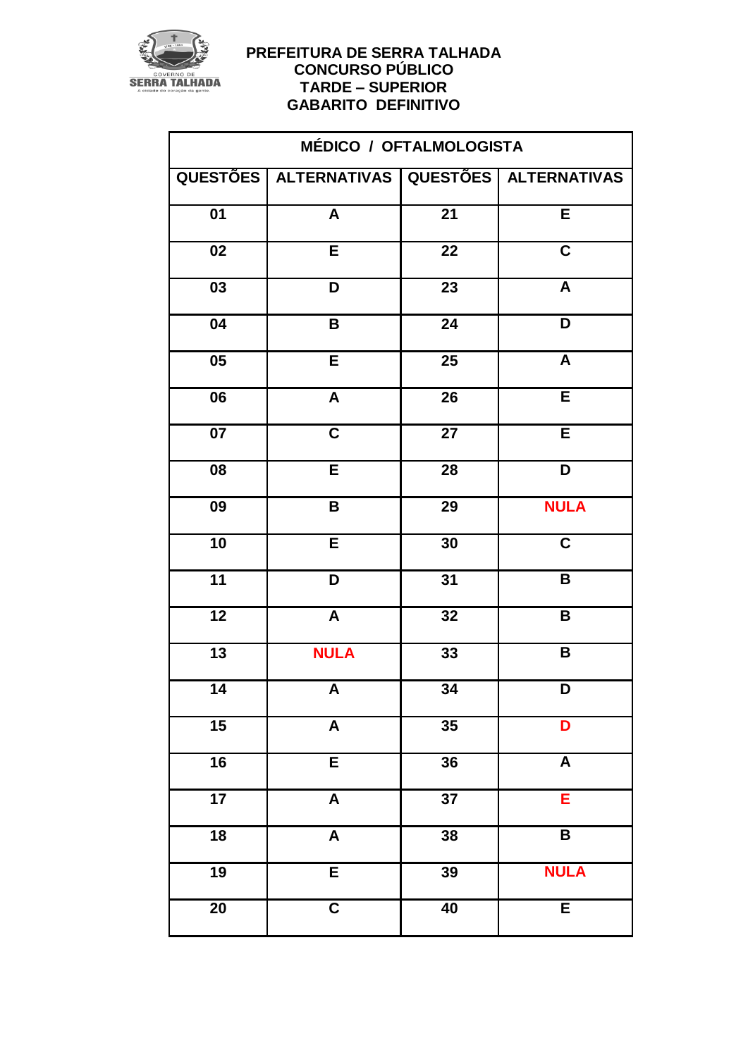**PREFEITURA DE SERRA TALHADA**
**CONCURSO PÚBLICO**
**TARDE – SUPERIOR**
**GABARITO DEFINITIVO**

| MÉDICO / OFTALMOLOGISTA | | | |
|---|---|---|---|
| QUESTÕES | ALTERNATIVAS | QUESTÕES | ALTERNATIVAS |
| 01 | A | 21 | E |
| 02 | E | 22 | C |
| 03 | D | 23 | A |
| 04 | B | 24 | D |
| 05 | E | 25 | A |
| 06 | A | 26 | E |
| 07 | C | 27 | E |
| 08 | E | 28 | D |
| 09 | B | 29 | NULA |
| 10 | E | 30 | C |
| 11 | D | 31 | B |
| 12 | A | 32 | B |
| 13 | NULA | 33 | B |
| 14 | A | 34 | D |
| 15 | A | 35 | D |
| 16 | E | 36 | A |
| 17 | A | 37 | E |
| 18 | A | 38 | B |
| 19 | E | 39 | NULA |
| 20 | C | 40 | E |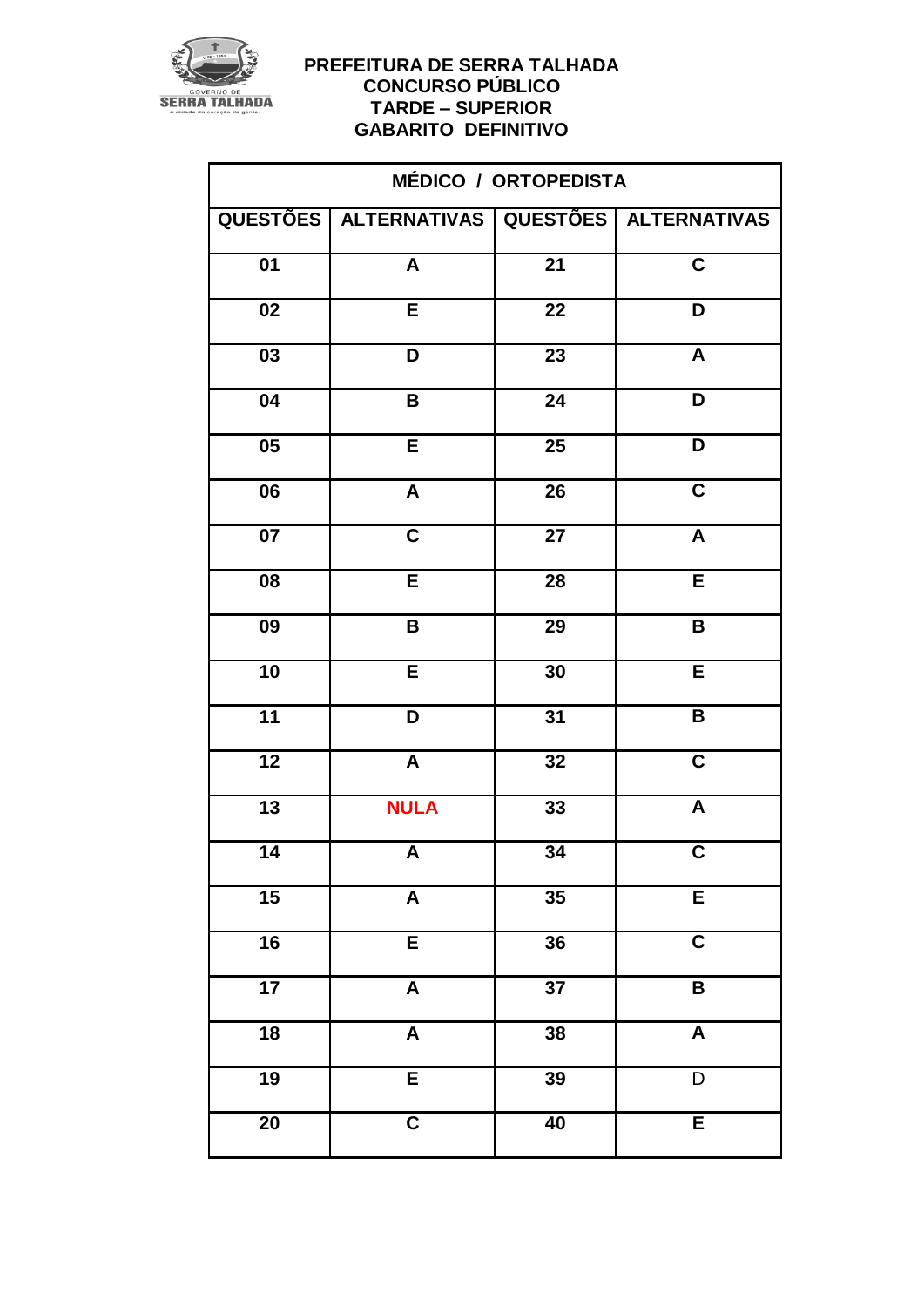**PREFEITURA DE SERRA TALHADA**
**CONCURSO PÚBLICO**
**TARDE – SUPERIOR**
**GABARITO DEFINITIVO**

| MÉDICO / ORTOPEDISTA | | | |
|---|---|---|---|
| **QUESTÕES** | **ALTERNATIVAS** | **QUESTÕES** | **ALTERNATIVAS** |
| 01 | A | 21 | C |
| 02 | E | 22 | D |
| 03 | D | 23 | A |
| 04 | B | 24 | D |
| 05 | E | 25 | D |
| 06 | A | 26 | C |
| 07 | C | 27 | A |
| 08 | E | 28 | E |
| 09 | B | 29 | B |
| 10 | E | 30 | E |
| 11 | D | 31 | B |
| 12 | A | 32 | C |
| 13 | NULA | 33 | A |
| 14 | A | 34 | C |
| 15 | A | 35 | E |
| 16 | E | 36 | C |
| 17 | A | 37 | B |
| 18 | A | 38 | A |
| 19 | E | 39 | D |
| 20 | C | 40 | E |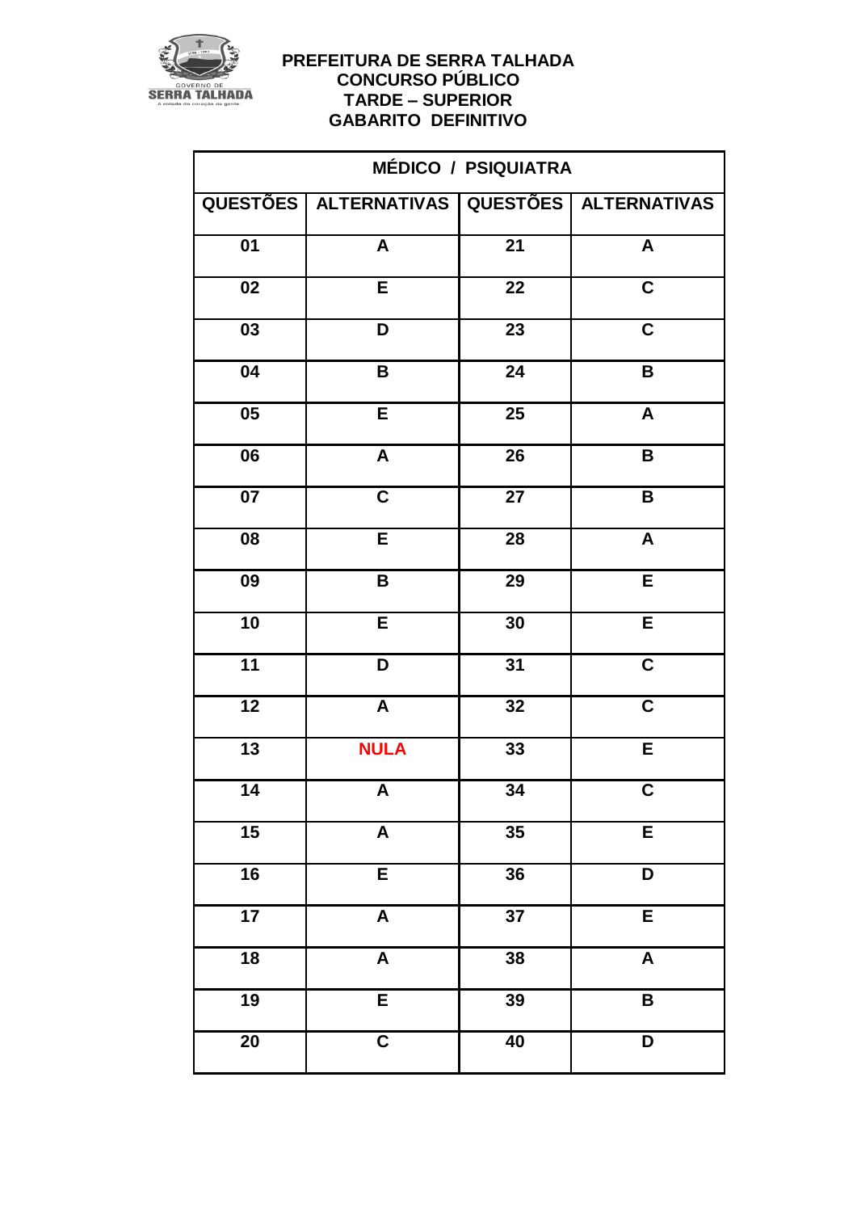**PREFEITURA DE SERRA TALHADA**
**CONCURSO PÚBLICO**
**TARDE – SUPERIOR**
**GABARITO DEFINITIVO**

| MÉDICO / PSIQUIATRA | | | |
|---|---|---|---|
| QUESTÕES | ALTERNATIVAS | QUESTÕES | ALTERNATIVAS |
| 01 | A | 21 | A |
| 02 | E | 22 | C |
| 03 | D | 23 | C |
| 04 | B | 24 | B |
| 05 | E | 25 | A |
| 06 | A | 26 | B |
| 07 | C | 27 | B |
| 08 | E | 28 | A |
| 09 | B | 29 | E |
| 10 | E | 30 | E |
| 11 | D | 31 | C |
| 12 | A | 32 | C |
| 13 | NULA | 33 | E |
| 14 | A | 34 | C |
| 15 | A | 35 | E |
| 16 | E | 36 | D |
| 17 | A | 37 | E |
| 18 | A | 38 | A |
| 19 | E | 39 | B |
| 20 | C | 40 | D |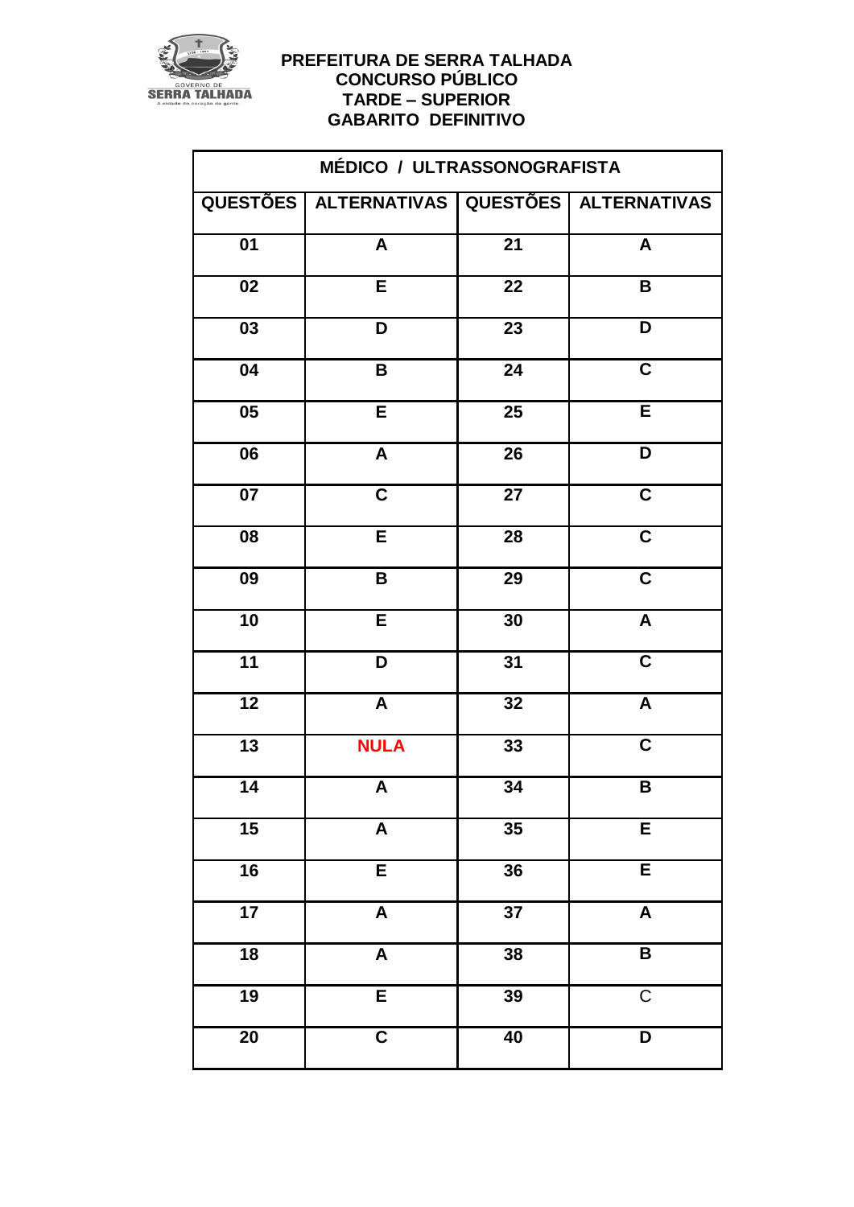**PREFEITURA DE SERRA TALHADA**
**CONCURSO PÚBLICO**
**TARDE – SUPERIOR**
**GABARITO DEFINITIVO**

| MÉDICO / ULTRASSONOGRAFISTA | | | |
|---|---|---|---|
| **QUESTÕES** | **ALTERNATIVAS** | **QUESTÕES** | **ALTERNATIVAS** |
| 01 | A | 21 | A |
| 02 | E | 22 | B |
| 03 | D | 23 | D |
| 04 | B | 24 | C |
| 05 | E | 25 | E |
| 06 | A | 26 | D |
| 07 | C | 27 | C |
| 08 | E | 28 | C |
| 09 | B | 29 | C |
| 10 | E | 30 | A |
| 11 | D | 31 | C |
| 12 | A | 32 | A |
| 13 | NULA | 33 | C |
| 14 | A | 34 | B |
| 15 | A | 35 | E |
| 16 | E | 36 | E |
| 17 | A | 37 | A |
| 18 | A | 38 | B |
| 19 | E | 39 | C |
| 20 | C | 40 | D |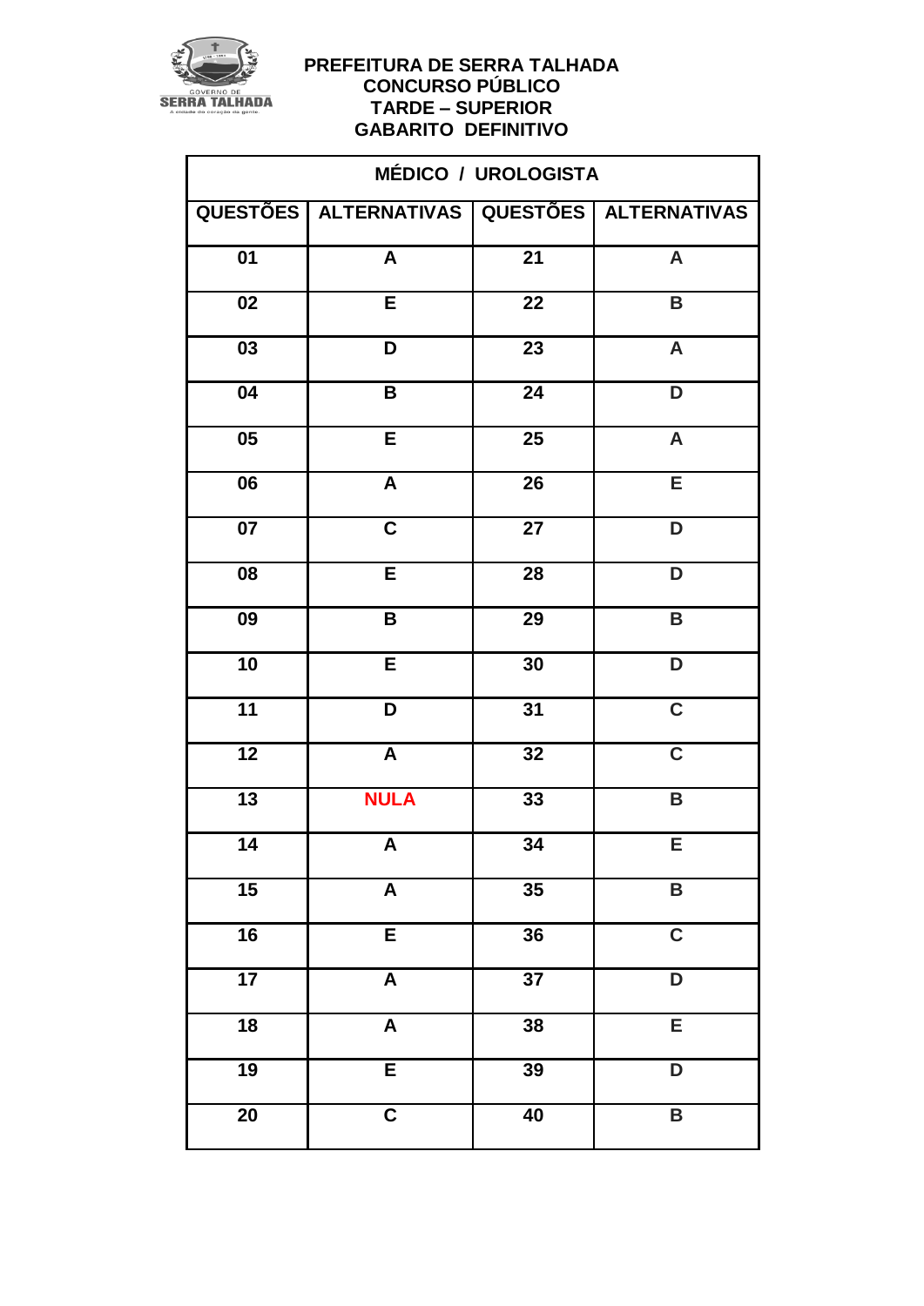# PREFEITURA DE SERRA TALHADA
## CONCURSO PÚBLICO
## TARDE – SUPERIOR
## GABARITO DEFINITIVO

| MÉDICO / UROLOGISTA | | | |
|---|---|---|---|
| **QUESTÕES** | **ALTERNATIVAS** | **QUESTÕES** | **ALTERNATIVAS** |
| 01 | A | 21 | A |
| 02 | E | 22 | B |
| 03 | D | 23 | A |
| 04 | B | 24 | D |
| 05 | E | 25 | A |
| 06 | A | 26 | E |
| 07 | C | 27 | D |
| 08 | E | 28 | D |
| 09 | B | 29 | B |
| 10 | E | 30 | D |
| 11 | D | 31 | C |
| 12 | A | 32 | C |
| 13 | NULA | 33 | B |
| 14 | A | 34 | E |
| 15 | A | 35 | B |
| 16 | E | 36 | C |
| 17 | A | 37 | D |
| 18 | A | 38 | E |
| 19 | E | 39 | D |
| 20 | C | 40 | B |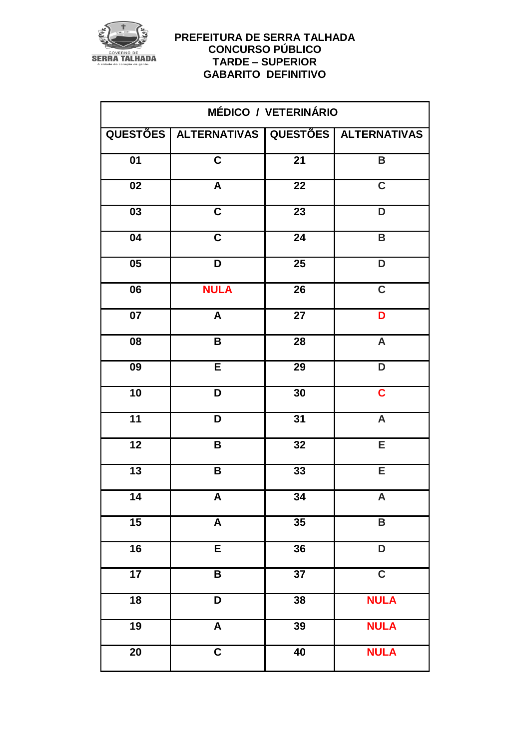**PREFEITURA DE SERRA TALHADA**
**CONCURSO PÚBLICO**
**TARDE – SUPERIOR**
**GABARITO DEFINITIVO**

| MÉDICO / VETERINÁRIO | | | |
|---|---|---|---|
| QUESTÕES | ALTERNATIVAS | QUESTÕES | ALTERNATIVAS |
| 01 | C | 21 | B |
| 02 | A | 22 | C |
| 03 | C | 23 | D |
| 04 | C | 24 | B |
| 05 | D | 25 | D |
| 06 | NULA | 26 | C |
| 07 | A | 27 | D |
| 08 | B | 28 | A |
| 09 | E | 29 | D |
| 10 | D | 30 | C |
| 11 | D | 31 | A |
| 12 | B | 32 | E |
| 13 | B | 33 | E |
| 14 | A | 34 | A |
| 15 | A | 35 | B |
| 16 | E | 36 | D |
| 17 | B | 37 | C |
| 18 | D | 38 | NULA |
| 19 | A | 39 | NULA |
| 20 | C | 40 | NULA |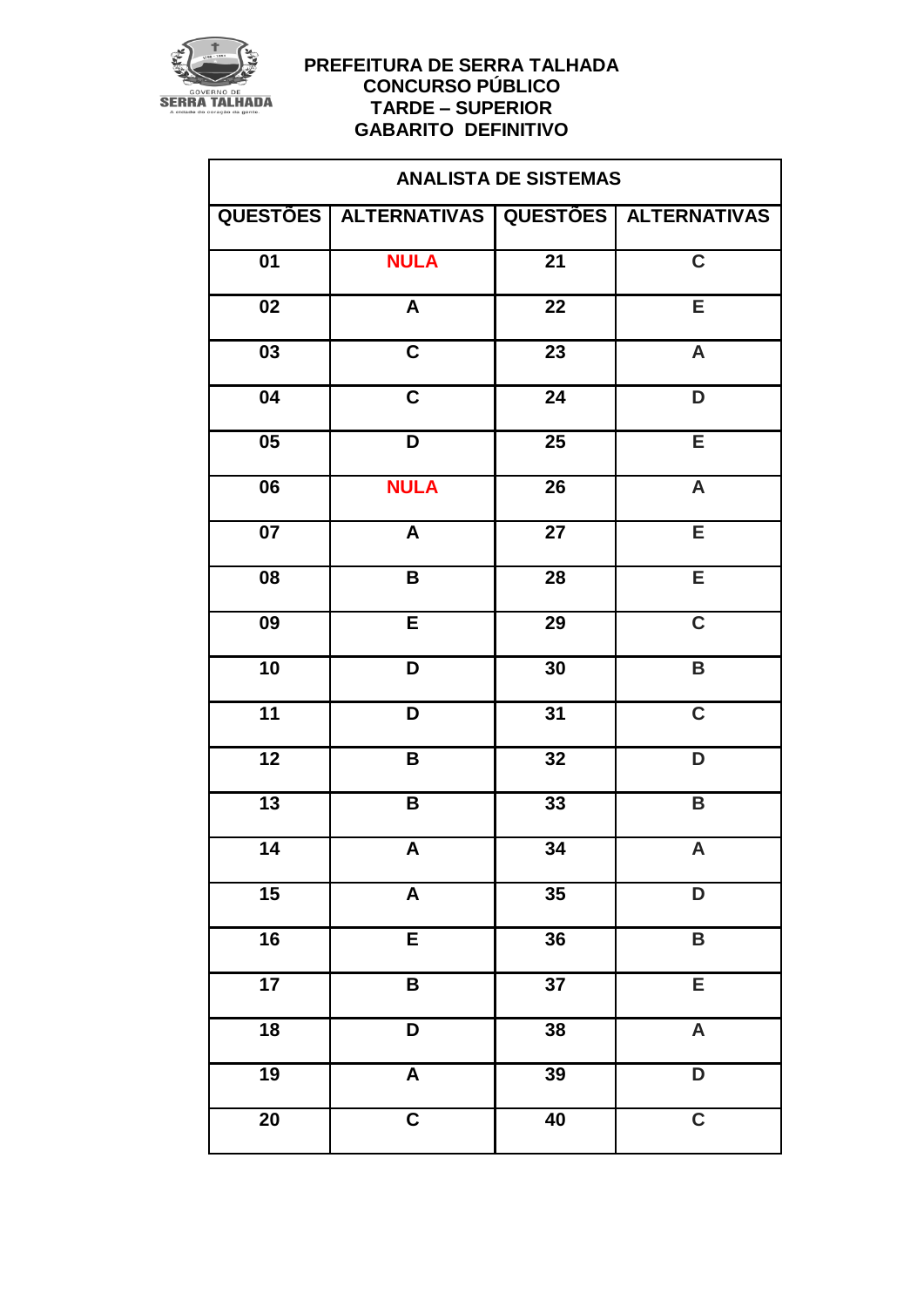**PREFEITURA DE SERRA TALHADA**
**CONCURSO PÚBLICO**
**TARDE – SUPERIOR**
**GABARITO DEFINITIVO**

| ANALISTA DE SISTEMAS | | | |
|---|---|---|---|
| QUESTÕES | ALTERNATIVAS | QUESTÕES | ALTERNATIVAS |
| 01 | NULA | 21 | C |
| 02 | A | 22 | E |
| 03 | C | 23 | A |
| 04 | C | 24 | D |
| 05 | D | 25 | E |
| 06 | NULA | 26 | A |
| 07 | A | 27 | E |
| 08 | B | 28 | E |
| 09 | E | 29 | C |
| 10 | D | 30 | B |
| 11 | D | 31 | C |
| 12 | B | 32 | D |
| 13 | B | 33 | B |
| 14 | A | 34 | A |
| 15 | A | 35 | D |
| 16 | E | 36 | B |
| 17 | B | 37 | E |
| 18 | D | 38 | A |
| 19 | A | 39 | D |
| 20 | C | 40 | C |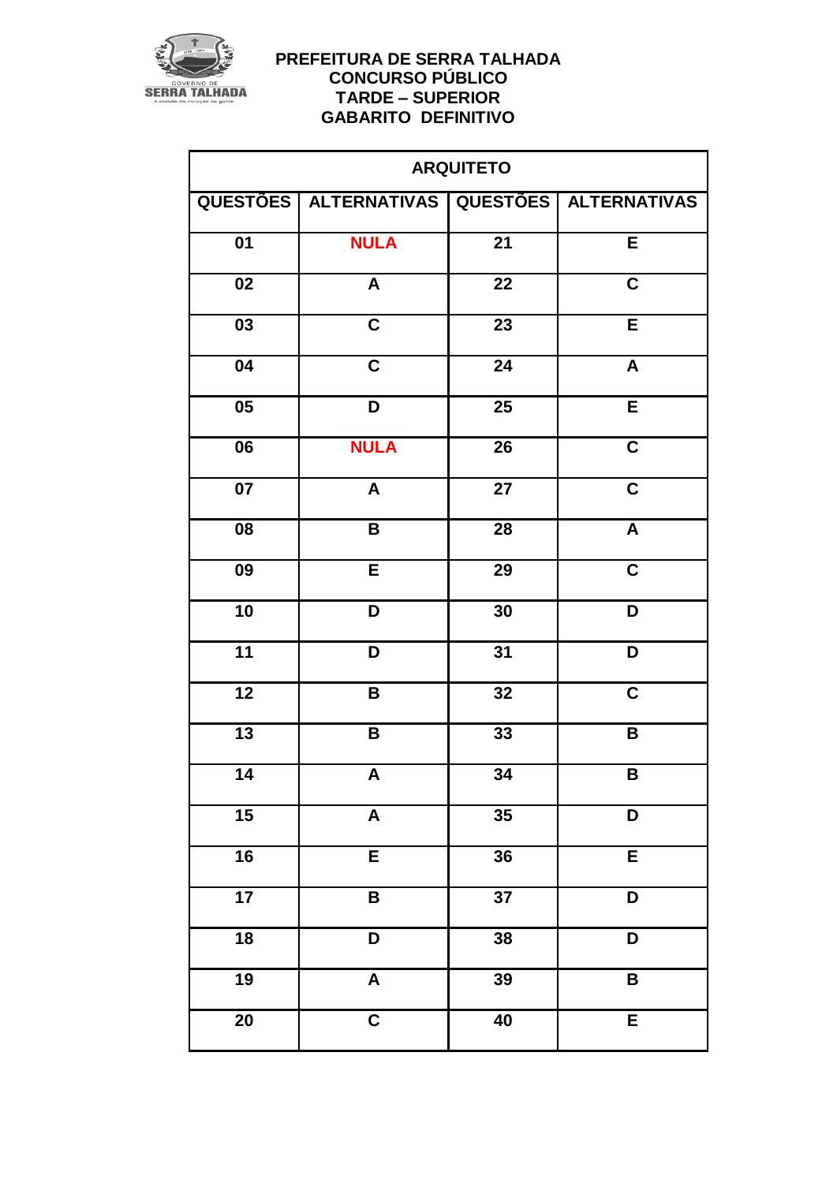**PREFEITURA DE SERRA TALHADA**
**CONCURSO PÚBLICO**
**TARDE – SUPERIOR**
**GABARITO DEFINITIVO**

| ARQUITETO | | | |
|---|---|---|---|
| **QUESTÕES** | **ALTERNATIVAS** | **QUESTÕES** | **ALTERNATIVAS** |
| 01 | NULA | 21 | E |
| 02 | A | 22 | C |
| 03 | C | 23 | E |
| 04 | C | 24 | A |
| 05 | D | 25 | E |
| 06 | NULA | 26 | C |
| 07 | A | 27 | C |
| 08 | B | 28 | A |
| 09 | E | 29 | C |
| 10 | D | 30 | D |
| 11 | D | 31 | D |
| 12 | B | 32 | C |
| 13 | B | 33 | B |
| 14 | A | 34 | B |
| 15 | A | 35 | D |
| 16 | E | 36 | E |
| 17 | B | 37 | D |
| 18 | D | 38 | D |
| 19 | A | 39 | B |
| 20 | C | 40 | E |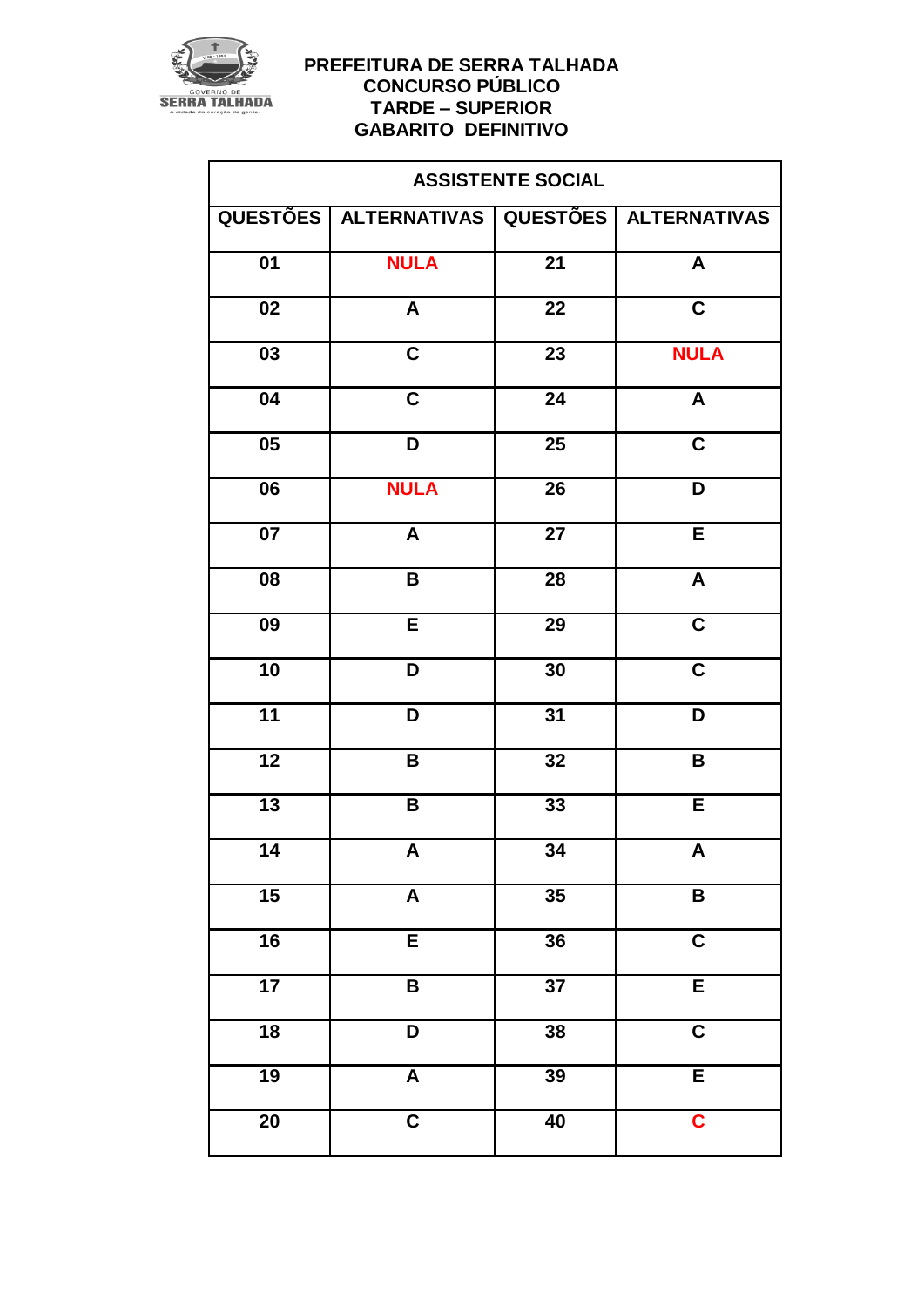**PREFEITURA DE SERRA TALHADA**
**CONCURSO PÚBLICO**
**TARDE – SUPERIOR**
**GABARITO DEFINITIVO**

| ASSISTENTE SOCIAL | | | |
|---|---|---|---|
| QUESTÕES | ALTERNATIVAS | QUESTÕES | ALTERNATIVAS |
| 01 | NULA | 21 | A |
| 02 | A | 22 | C |
| 03 | C | 23 | NULA |
| 04 | C | 24 | A |
| 05 | D | 25 | C |
| 06 | NULA | 26 | D |
| 07 | A | 27 | E |
| 08 | B | 28 | A |
| 09 | E | 29 | C |
| 10 | D | 30 | C |
| 11 | D | 31 | D |
| 12 | B | 32 | B |
| 13 | B | 33 | E |
| 14 | A | 34 | A |
| 15 | A | 35 | B |
| 16 | E | 36 | C |
| 17 | B | 37 | E |
| 18 | D | 38 | C |
| 19 | A | 39 | E |
| 20 | C | 40 | C |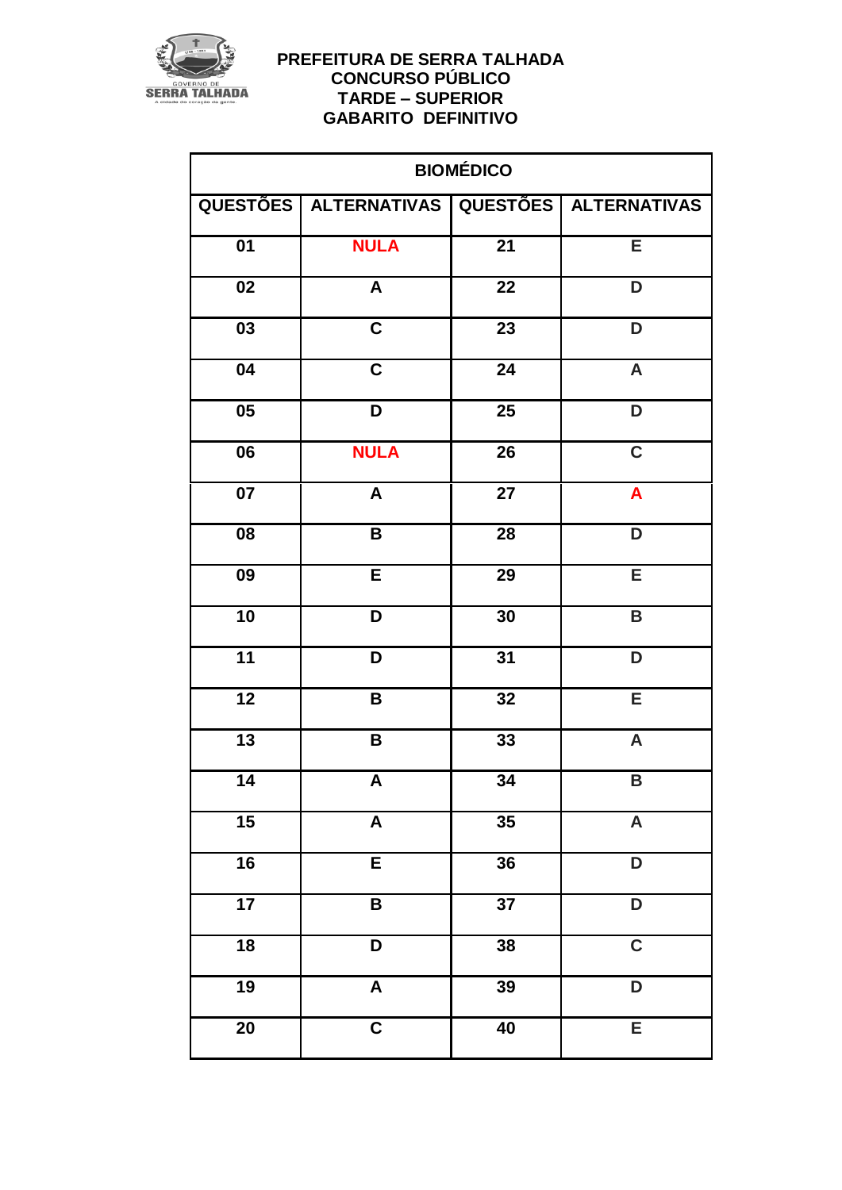**PREFEITURA DE SERRA TALHADA**
**CONCURSO PÚBLICO**
**TARDE – SUPERIOR**
**GABARITO DEFINITIVO**

| BIOMÉDICO | | | |
|---|---|---|---|
| **QUESTÕES** | **ALTERNATIVAS** | **QUESTÕES** | **ALTERNATIVAS** |
| 01 | NULA | 21 | E |
| 02 | A | 22 | D |
| 03 | C | 23 | D |
| 04 | C | 24 | A |
| 05 | D | 25 | D |
| 06 | NULA | 26 | C |
| 07 | A | 27 | A |
| 08 | B | 28 | D |
| 09 | E | 29 | E |
| 10 | D | 30 | B |
| 11 | D | 31 | D |
| 12 | B | 32 | E |
| 13 | B | 33 | A |
| 14 | A | 34 | B |
| 15 | A | 35 | A |
| 16 | E | 36 | D |
| 17 | B | 37 | D |
| 18 | D | 38 | C |
| 19 | A | 39 | D |
| 20 | C | 40 | E |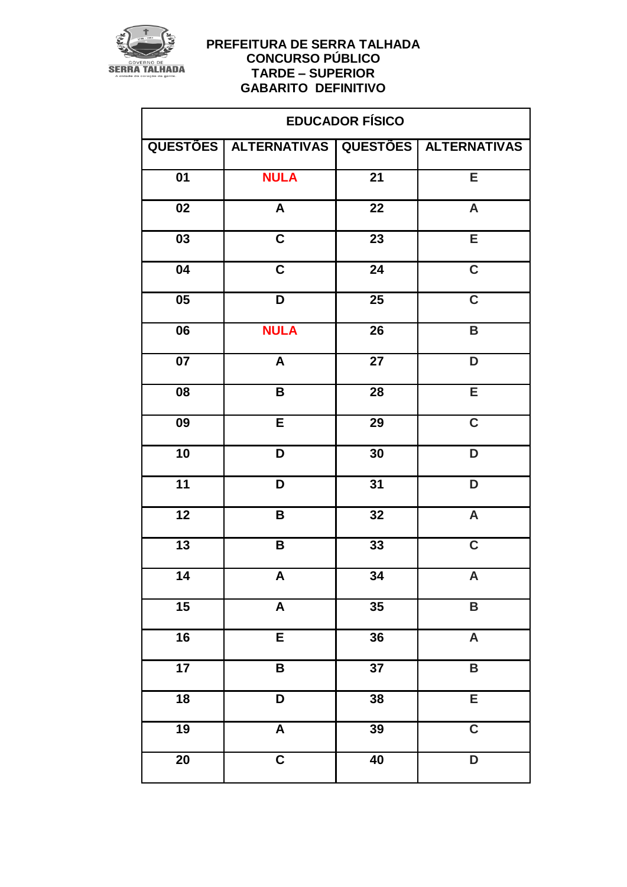**PREFEITURA DE SERRA TALHADA**
**CONCURSO PÚBLICO**
**TARDE – SUPERIOR**
**GABARITO DEFINITIVO**

| EDUCADOR FÍSICO | | | |
|---|---|---|---|
| QUESTÕES | ALTERNATIVAS | QUESTÕES | ALTERNATIVAS |
| 01 | NULA | 21 | E |
| 02 | A | 22 | A |
| 03 | C | 23 | E |
| 04 | C | 24 | C |
| 05 | D | 25 | C |
| 06 | NULA | 26 | B |
| 07 | A | 27 | D |
| 08 | B | 28 | E |
| 09 | E | 29 | C |
| 10 | D | 30 | D |
| 11 | D | 31 | D |
| 12 | B | 32 | A |
| 13 | B | 33 | C |
| 14 | A | 34 | A |
| 15 | A | 35 | B |
| 16 | E | 36 | A |
| 17 | B | 37 | B |
| 18 | D | 38 | E |
| 19 | A | 39 | C |
| 20 | C | 40 | D |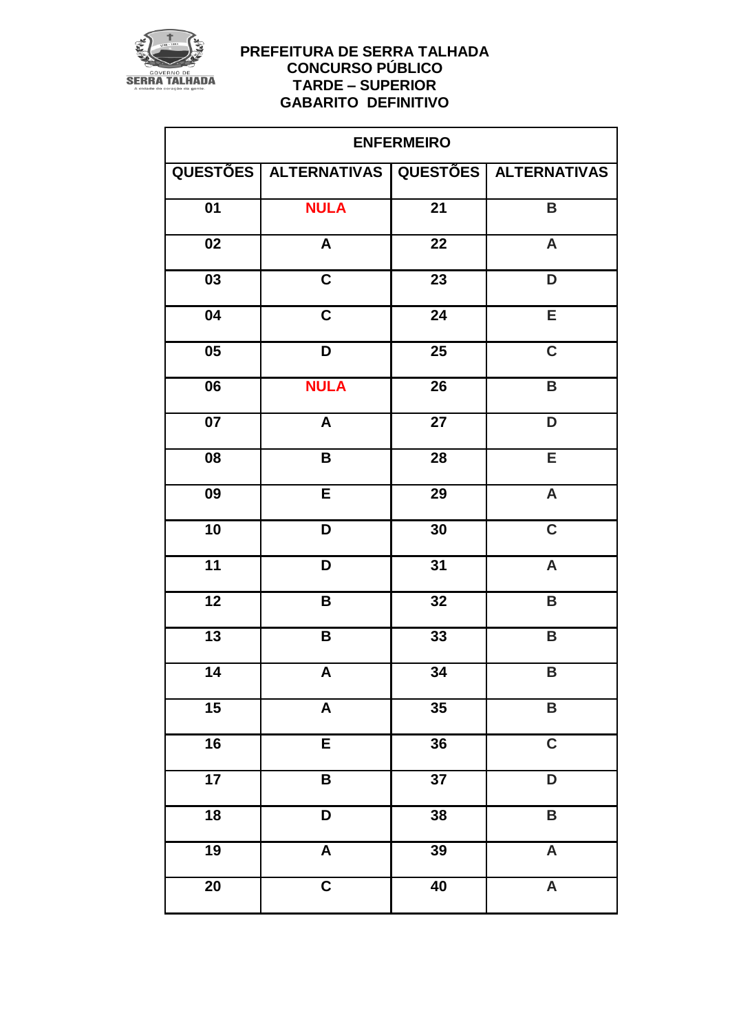**PREFEITURA DE SERRA TALHADA**
**CONCURSO PÚBLICO**
**TARDE – SUPERIOR**
**GABARITO DEFINITIVO**

| ENFERMEIRO | | | |
|---|---|---|---|
| **QUESTÕES** | **ALTERNATIVAS** | **QUESTÕES** | **ALTERNATIVAS** |
| 01 | NULA | 21 | B |
| 02 | A | 22 | A |
| 03 | C | 23 | D |
| 04 | C | 24 | E |
| 05 | D | 25 | C |
| 06 | NULA | 26 | B |
| 07 | A | 27 | D |
| 08 | B | 28 | E |
| 09 | E | 29 | A |
| 10 | D | 30 | C |
| 11 | D | 31 | A |
| 12 | B | 32 | B |
| 13 | B | 33 | B |
| 14 | A | 34 | B |
| 15 | A | 35 | B |
| 16 | E | 36 | C |
| 17 | B | 37 | D |
| 18 | D | 38 | B |
| 19 | A | 39 | A |
| 20 | C | 40 | A |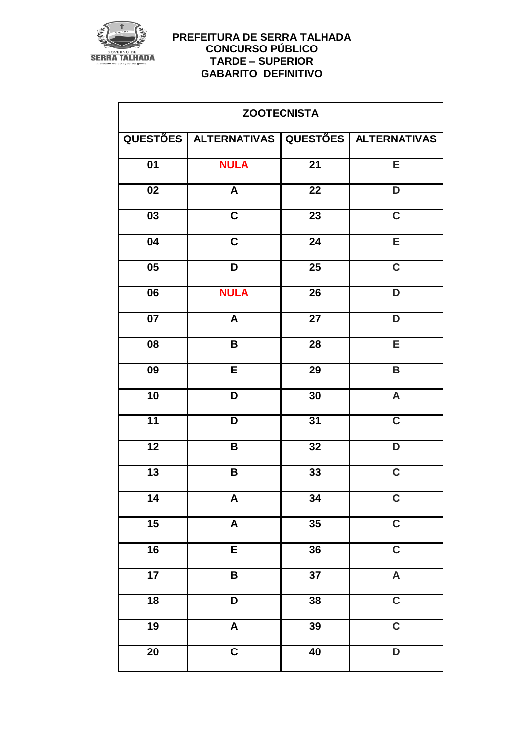**PREFEITURA DE SERRA TALHADA**
**CONCURSO PÚBLICO**
**TARDE – SUPERIOR**
**GABARITO DEFINITIVO**

| ZOOTECNISTA | | | |
|---|---|---|---|
| **QUESTÕES** | **ALTERNATIVAS** | **QUESTÕES** | **ALTERNATIVAS** |
| 01 | NULA | 21 | E |
| 02 | A | 22 | D |
| 03 | C | 23 | C |
| 04 | C | 24 | E |
| 05 | D | 25 | C |
| 06 | NULA | 26 | D |
| 07 | A | 27 | D |
| 08 | B | 28 | E |
| 09 | E | 29 | B |
| 10 | D | 30 | A |
| 11 | D | 31 | C |
| 12 | B | 32 | D |
| 13 | B | 33 | C |
| 14 | A | 34 | C |
| 15 | A | 35 | C |
| 16 | E | 36 | C |
| 17 | B | 37 | A |
| 18 | D | 38 | C |
| 19 | A | 39 | C |
| 20 | C | 40 | D |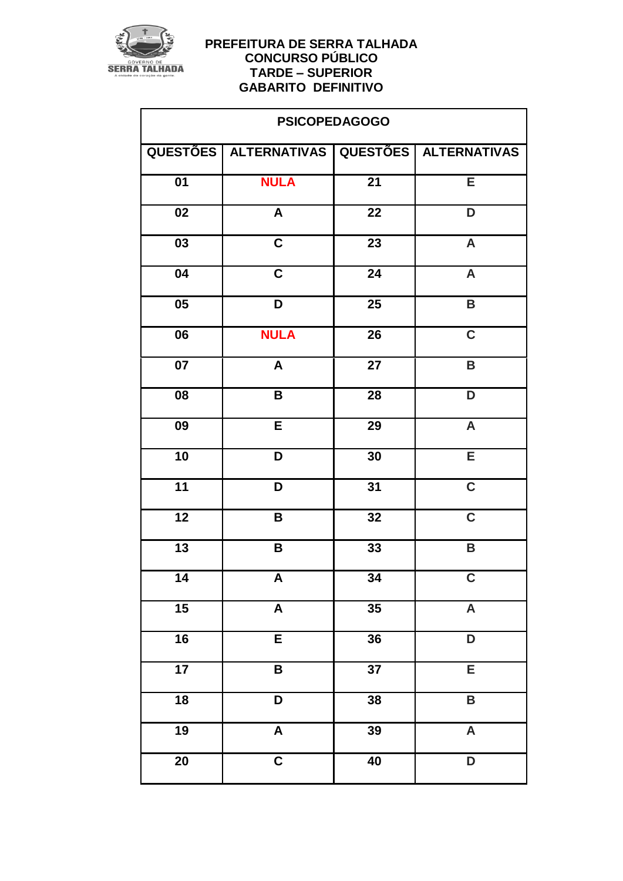**PREFEITURA DE SERRA TALHADA**
**CONCURSO PÚBLICO**
**TARDE – SUPERIOR**
**GABARITO DEFINITIVO**

| PSICOPEDAGOGO | | | |
|---|---|---|---|
| **QUESTÕES** | **ALTERNATIVAS** | **QUESTÕES** | **ALTERNATIVAS** |
| 01 | NULA | 21 | E |
| 02 | A | 22 | D |
| 03 | C | 23 | A |
| 04 | C | 24 | A |
| 05 | D | 25 | B |
| 06 | NULA | 26 | C |
| 07 | A | 27 | B |
| 08 | B | 28 | D |
| 09 | E | 29 | A |
| 10 | D | 30 | E |
| 11 | D | 31 | C |
| 12 | B | 32 | C |
| 13 | B | 33 | B |
| 14 | A | 34 | C |
| 15 | A | 35 | A |
| 16 | E | 36 | D |
| 17 | B | 37 | E |
| 18 | D | 38 | B |
| 19 | A | 39 | A |
| 20 | C | 40 | D |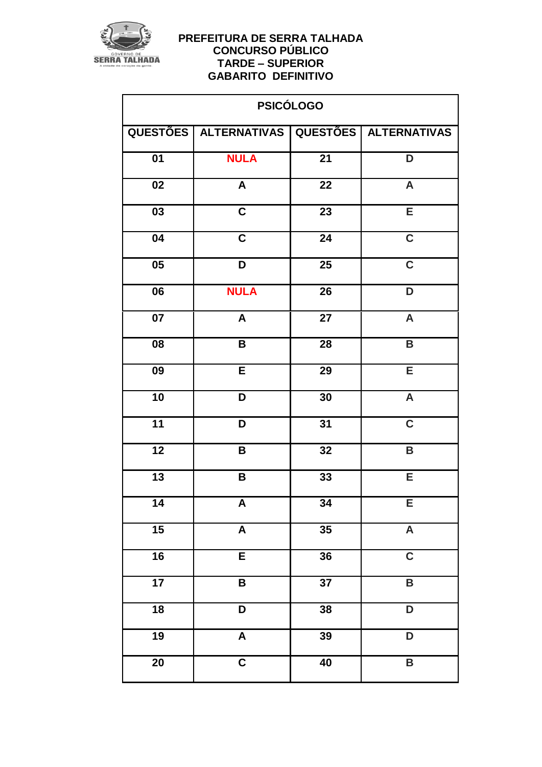# PREFEITURA DE SERRA TALHADA
## CONCURSO PÚBLICO
## TARDE – SUPERIOR
## GABARITO DEFINITIVO

| PSICÓLOGO | | | |
|---|---|---|---|
| QUESTÕES | ALTERNATIVAS | QUESTÕES | ALTERNATIVAS |
| 01 | NULA | 21 | D |
| 02 | A | 22 | A |
| 03 | C | 23 | E |
| 04 | C | 24 | C |
| 05 | D | 25 | C |
| 06 | NULA | 26 | D |
| 07 | A | 27 | A |
| 08 | B | 28 | B |
| 09 | E | 29 | E |
| 10 | D | 30 | A |
| 11 | D | 31 | C |
| 12 | B | 32 | B |
| 13 | B | 33 | E |
| 14 | A | 34 | E |
| 15 | A | 35 | A |
| 16 | E | 36 | C |
| 17 | B | 37 | B |
| 18 | D | 38 | D |
| 19 | A | 39 | D |
| 20 | C | 40 | B |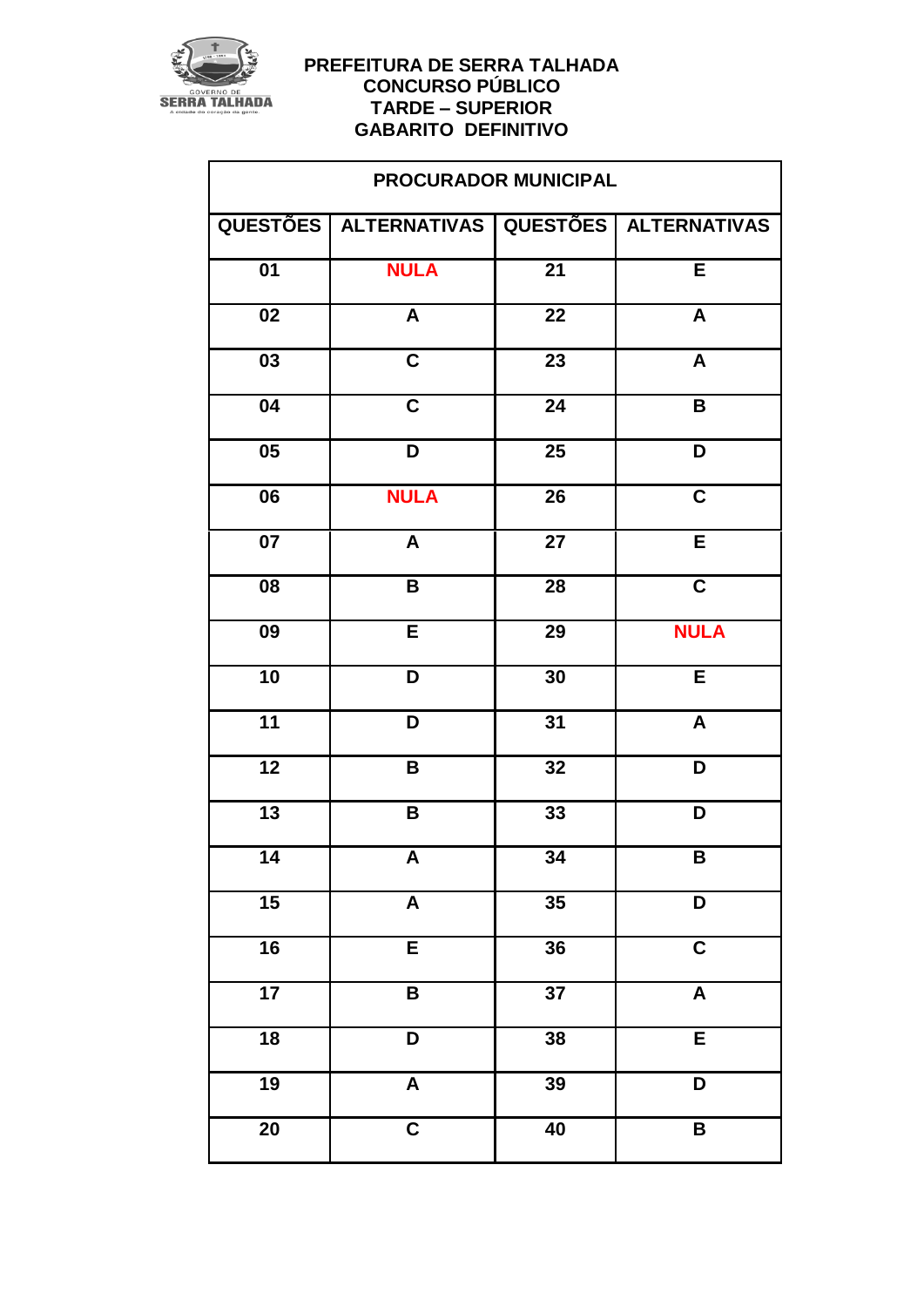GOVERNO DE
SERRA TALHADA
A cidade do coração da gente.

**PREFEITURA DE SERRA TALHADA**
**CONCURSO PÚBLICO**
**TARDE – SUPERIOR**
**GABARITO DEFINITIVO**

| PROCURADOR MUNICIPAL | | | |
|---|---|---|---|
| QUESTÕES | ALTERNATIVAS | QUESTÕES | ALTERNATIVAS |
| 01 | NULA | 21 | E |
| 02 | A | 22 | A |
| 03 | C | 23 | A |
| 04 | C | 24 | B |
| 05 | D | 25 | D |
| 06 | NULA | 26 | C |
| 07 | A | 27 | E |
| 08 | B | 28 | C |
| 09 | E | 29 | NULA |
| 10 | D | 30 | E |
| 11 | D | 31 | A |
| 12 | B | 32 | D |
| 13 | B | 33 | D |
| 14 | A | 34 | B |
| 15 | A | 35 | D |
| 16 | E | 36 | C |
| 17 | B | 37 | A |
| 18 | D | 38 | E |
| 19 | A | 39 | D |
| 20 | C | 40 | B |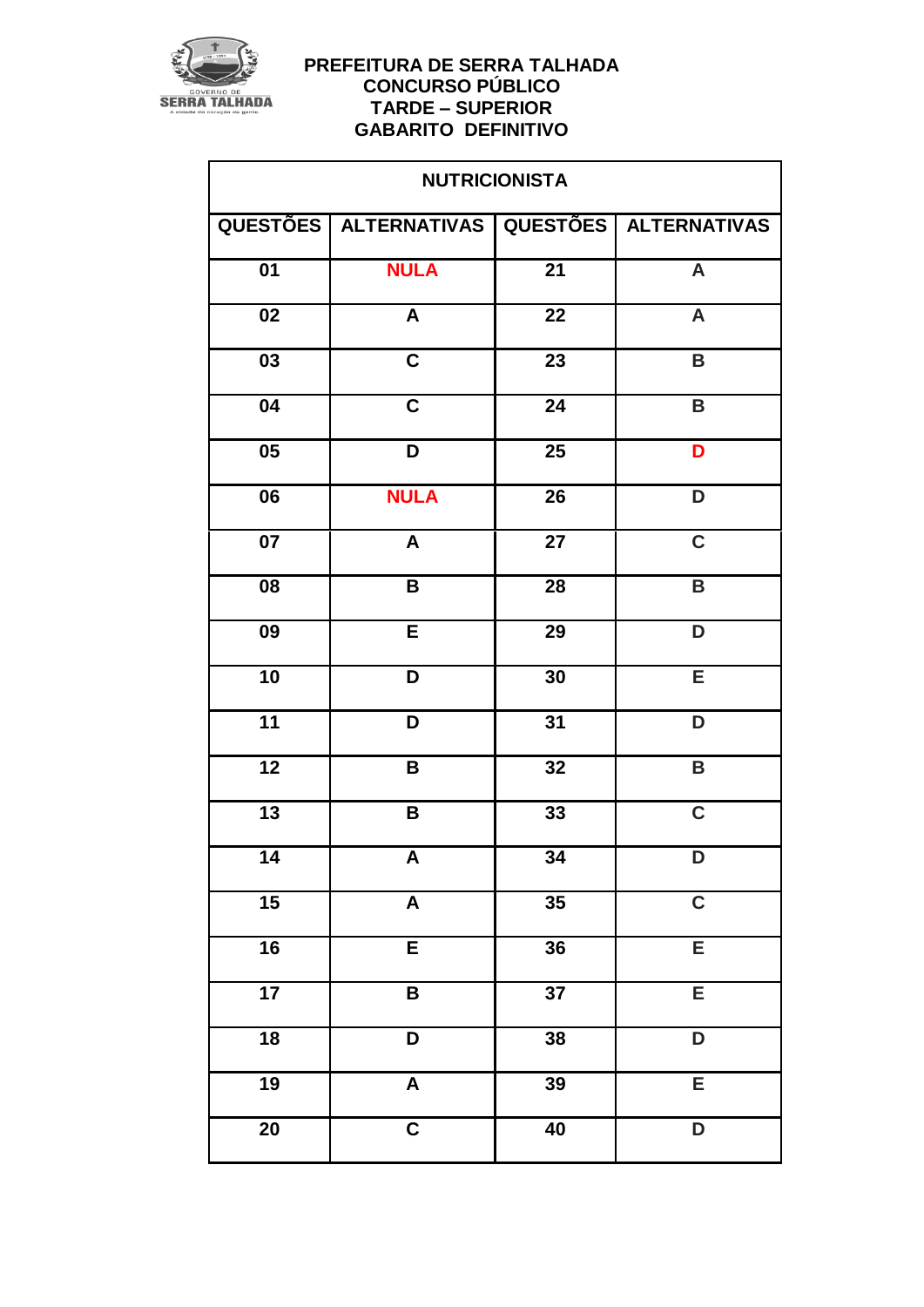**PREFEITURA DE SERRA TALHADA**
**CONCURSO PÚBLICO**
**TARDE – SUPERIOR**
**GABARITO DEFINITIVO**

| NUTRICIONISTA | | | |
|---|---|---|---|
| QUESTÕES | ALTERNATIVAS | QUESTÕES | ALTERNATIVAS |
| 01 | NULA | 21 | A |
| 02 | A | 22 | A |
| 03 | C | 23 | B |
| 04 | C | 24 | B |
| 05 | D | 25 | D |
| 06 | NULA | 26 | D |
| 07 | A | 27 | C |
| 08 | B | 28 | B |
| 09 | E | 29 | D |
| 10 | D | 30 | E |
| 11 | D | 31 | D |
| 12 | B | 32 | B |
| 13 | B | 33 | C |
| 14 | A | 34 | D |
| 15 | A | 35 | C |
| 16 | E | 36 | E |
| 17 | B | 37 | E |
| 18 | D | 38 | D |
| 19 | A | 39 | E |
| 20 | C | 40 | D |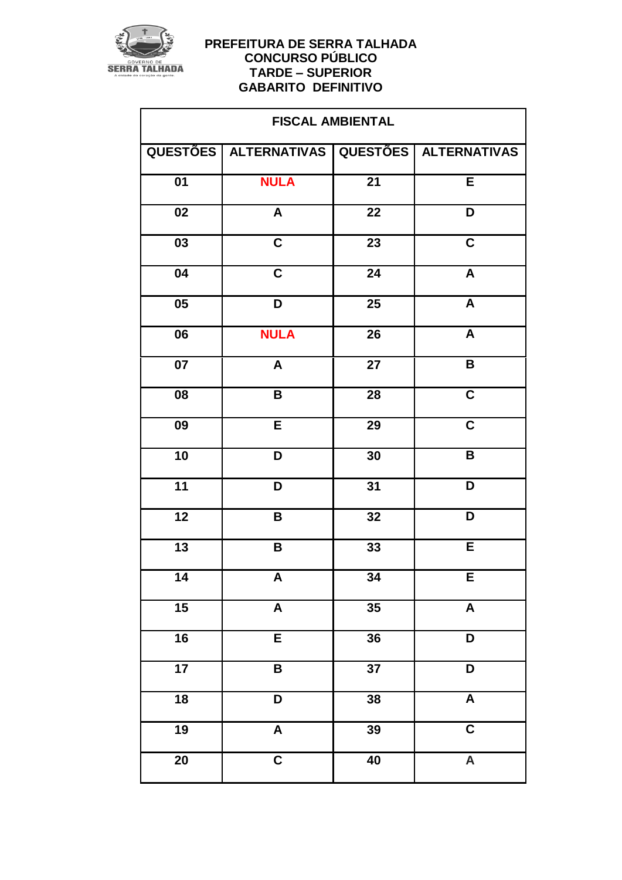**PREFEITURA DE SERRA TALHADA**
**CONCURSO PÚBLICO**
**TARDE – SUPERIOR**
**GABARITO DEFINITIVO**

| FISCAL AMBIENTAL | | | |
|---|---|---|---|
| **QUESTÕES** | **ALTERNATIVAS** | **QUESTÕES** | **ALTERNATIVAS** |
| 01 | NULA | 21 | E |
| 02 | A | 22 | D |
| 03 | C | 23 | C |
| 04 | C | 24 | A |
| 05 | D | 25 | A |
| 06 | NULA | 26 | A |
| 07 | A | 27 | B |
| 08 | B | 28 | C |
| 09 | E | 29 | C |
| 10 | D | 30 | B |
| 11 | D | 31 | D |
| 12 | B | 32 | D |
| 13 | B | 33 | E |
| 14 | A | 34 | E |
| 15 | A | 35 | A |
| 16 | E | 36 | D |
| 17 | B | 37 | D |
| 18 | D | 38 | A |
| 19 | A | 39 | C |
| 20 | C | 40 | A |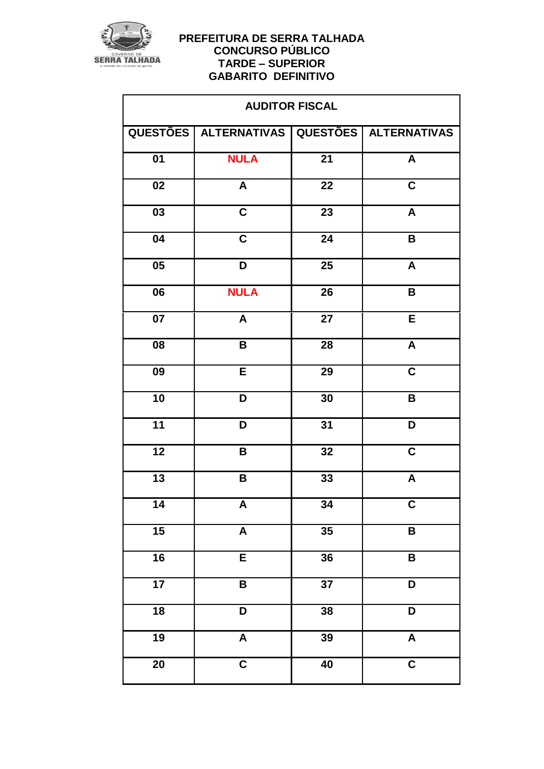**PREFEITURA DE SERRA TALHADA**
**CONCURSO PÚBLICO**
**TARDE – SUPERIOR**
**GABARITO DEFINITIVO**

| AUDITOR FISCAL | | | |
|---|---|---|---|
| **QUESTÕES** | **ALTERNATIVAS** | **QUESTÕES** | **ALTERNATIVAS** |
| 01 | NULA | 21 | A |
| 02 | A | 22 | C |
| 03 | C | 23 | A |
| 04 | C | 24 | B |
| 05 | D | 25 | A |
| 06 | NULA | 26 | B |
| 07 | A | 27 | E |
| 08 | B | 28 | A |
| 09 | E | 29 | C |
| 10 | D | 30 | B |
| 11 | D | 31 | D |
| 12 | B | 32 | C |
| 13 | B | 33 | A |
| 14 | A | 34 | C |
| 15 | A | 35 | B |
| 16 | E | 36 | B |
| 17 | B | 37 | D |
| 18 | D | 38 | D |
| 19 | A | 39 | A |
| 20 | C | 40 | C |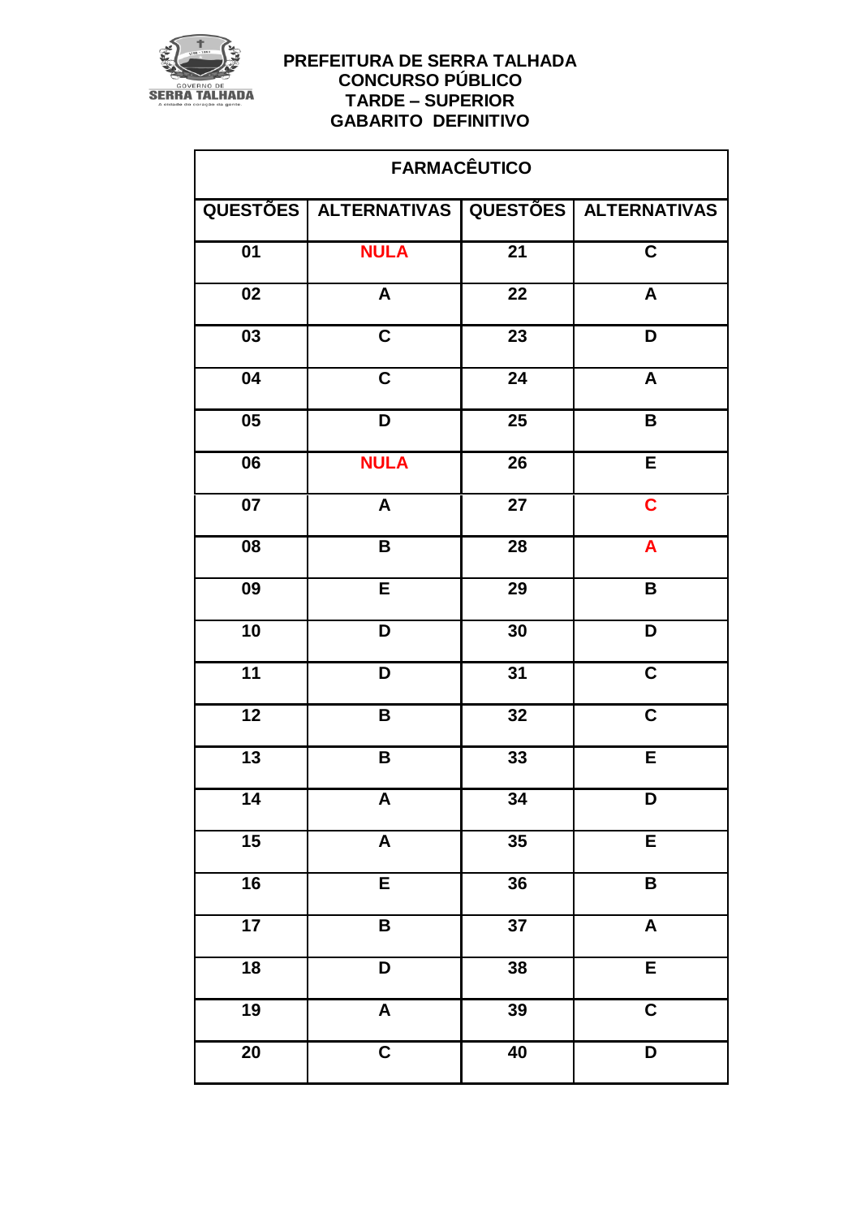**PREFEITURA DE SERRA TALHADA**
**CONCURSO PÚBLICO**
**TARDE – SUPERIOR**
**GABARITO DEFINITIVO**

| FARMACÊUTICO | | | |
|---|---|---|---|
| **QUESTÕES** | **ALTERNATIVAS** | **QUESTÕES** | **ALTERNATIVAS** |
| 01 | NULA | 21 | C |
| 02 | A | 22 | A |
| 03 | C | 23 | D |
| 04 | C | 24 | A |
| 05 | D | 25 | B |
| 06 | NULA | 26 | E |
| 07 | A | 27 | C |
| 08 | B | 28 | A |
| 09 | E | 29 | B |
| 10 | D | 30 | D |
| 11 | D | 31 | C |
| 12 | B | 32 | C |
| 13 | B | 33 | E |
| 14 | A | 34 | D |
| 15 | A | 35 | E |
| 16 | E | 36 | B |
| 17 | B | 37 | A |
| 18 | D | 38 | E |
| 19 | A | 39 | C |
| 20 | C | 40 | D |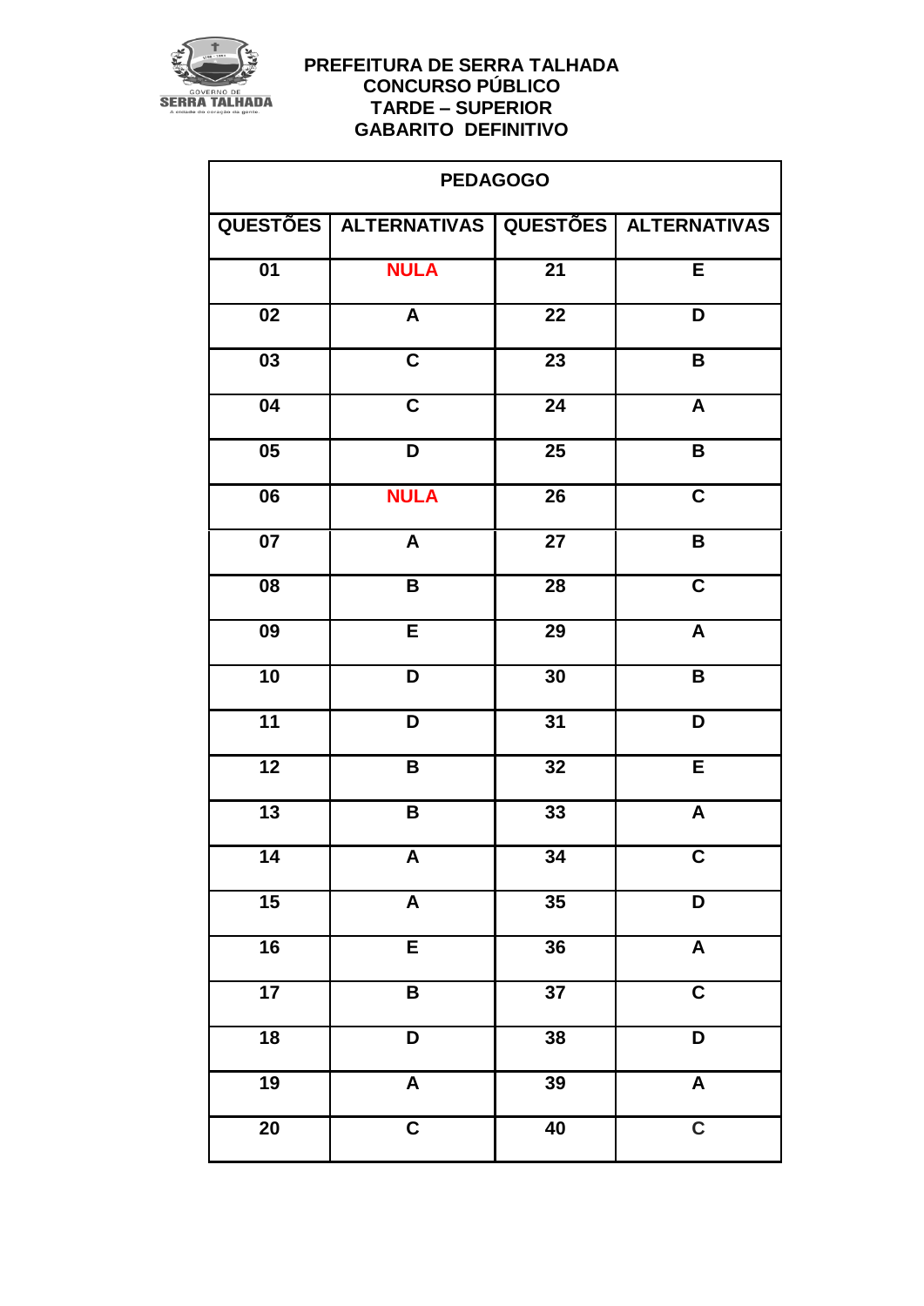**PREFEITURA DE SERRA TALHADA**
**CONCURSO PÚBLICO**
**TARDE – SUPERIOR**
**GABARITO DEFINITIVO**

| PEDAGOGO | | | |
|---|---|---|---|
| **QUESTÕES** | **ALTERNATIVAS** | **QUESTÕES** | **ALTERNATIVAS** |
| 01 | NULA | 21 | E |
| 02 | A | 22 | D |
| 03 | C | 23 | B |
| 04 | C | 24 | A |
| 05 | D | 25 | B |
| 06 | NULA | 26 | C |
| 07 | A | 27 | B |
| 08 | B | 28 | C |
| 09 | E | 29 | A |
| 10 | D | 30 | B |
| 11 | D | 31 | D |
| 12 | B | 32 | E |
| 13 | B | 33 | A |
| 14 | A | 34 | C |
| 15 | A | 35 | D |
| 16 | E | 36 | A |
| 17 | B | 37 | C |
| 18 | D | 38 | D |
| 19 | A | 39 | A |
| 20 | C | 40 | C |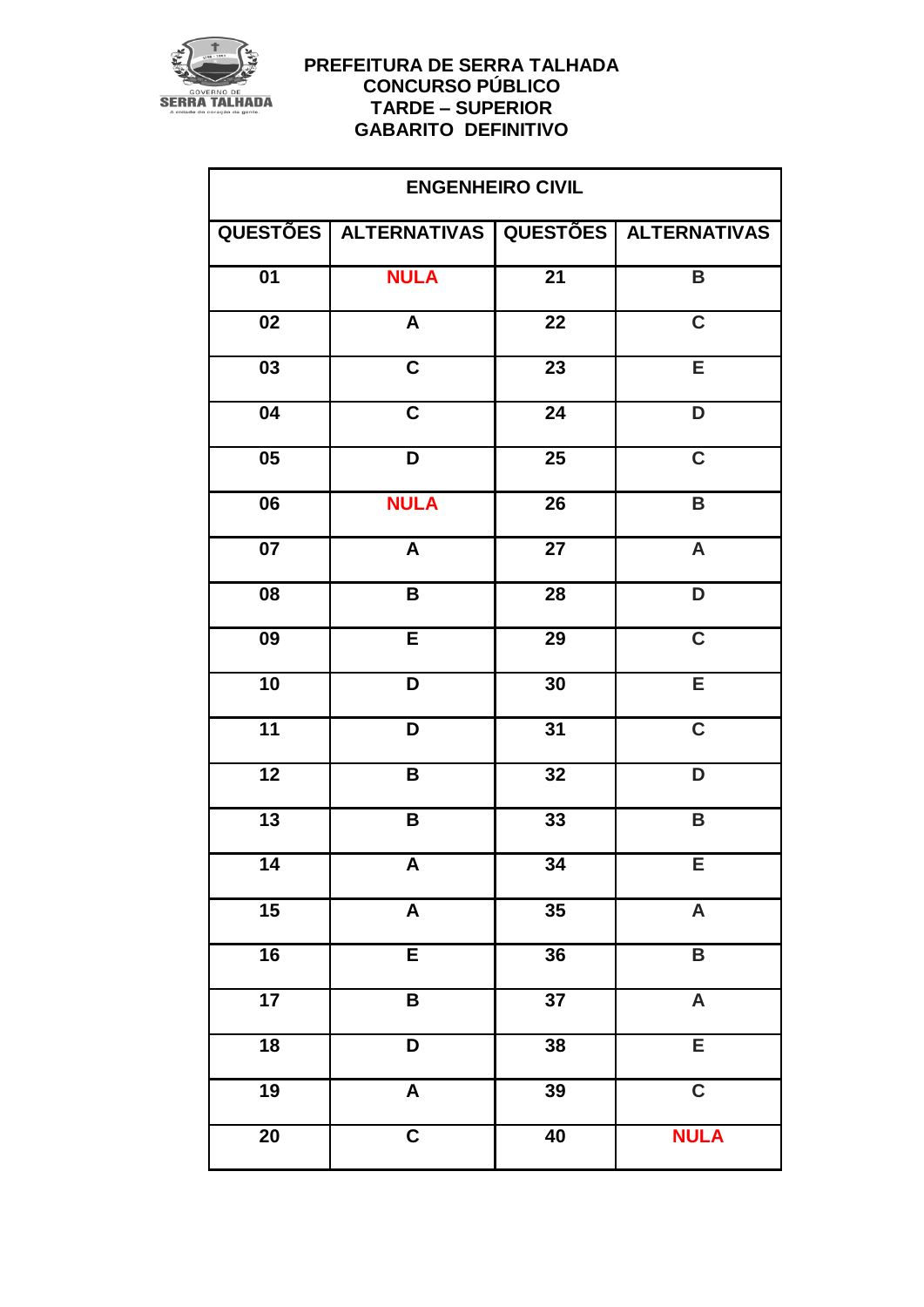**PREFEITURA DE SERRA TALHADA**
**CONCURSO PÚBLICO**
**TARDE – SUPERIOR**
**GABARITO DEFINITIVO**

| ENGENHEIRO CIVIL | | | |
|---|---|---|---|
| **QUESTÕES** | **ALTERNATIVAS** | **QUESTÕES** | **ALTERNATIVAS** |
| 01 | NULA | 21 | B |
| 02 | A | 22 | C |
| 03 | C | 23 | E |
| 04 | C | 24 | D |
| 05 | D | 25 | C |
| 06 | NULA | 26 | B |
| 07 | A | 27 | A |
| 08 | B | 28 | D |
| 09 | E | 29 | C |
| 10 | D | 30 | E |
| 11 | D | 31 | C |
| 12 | B | 32 | D |
| 13 | B | 33 | B |
| 14 | A | 34 | E |
| 15 | A | 35 | A |
| 16 | E | 36 | B |
| 17 | B | 37 | A |
| 18 | D | 38 | E |
| 19 | A | 39 | C |
| 20 | C | 40 | NULA |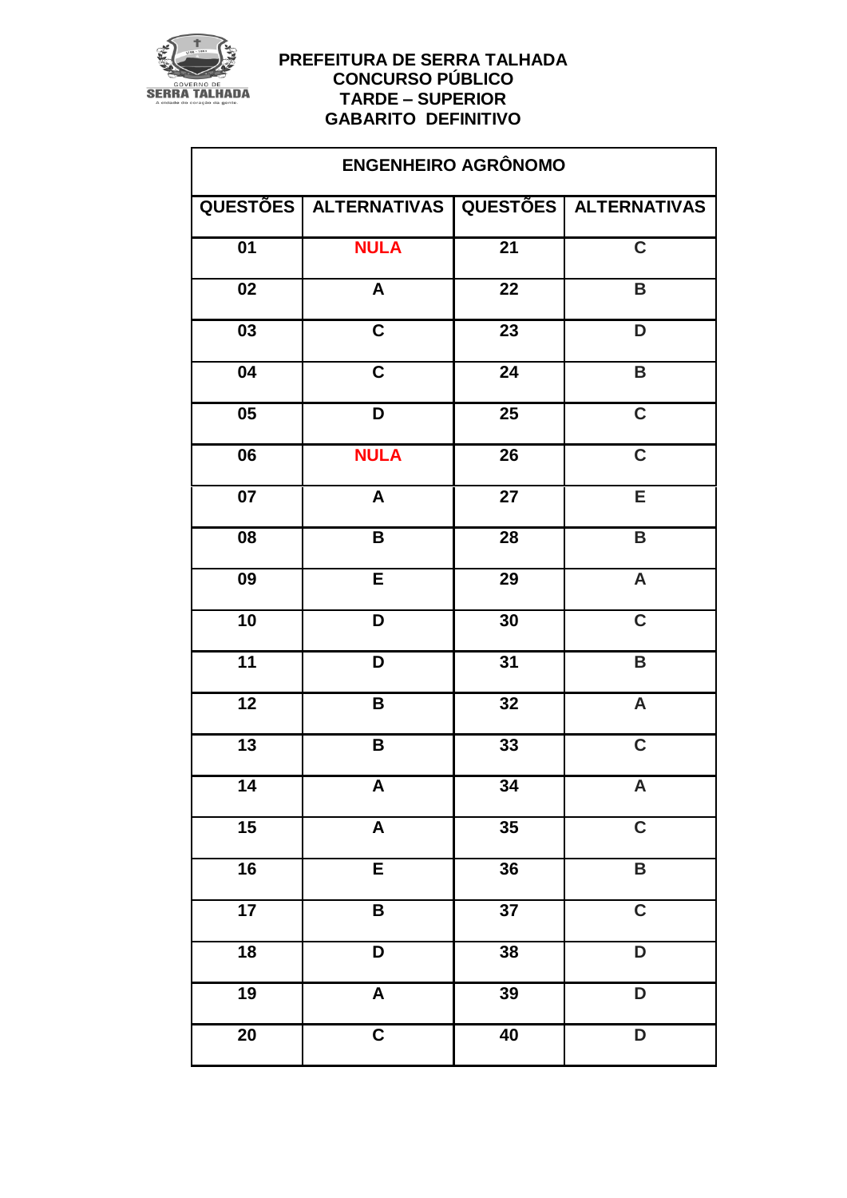**PREFEITURA DE SERRA TALHADA**
**CONCURSO PÚBLICO**
**TARDE – SUPERIOR**
**GABARITO DEFINITIVO**

| ENGENHEIRO AGRÔNOMO | | | |
|---|---|---|---|
| **QUESTÕES** | **ALTERNATIVAS** | **QUESTÕES** | **ALTERNATIVAS** |
| 01 | NULA | 21 | C |
| 02 | A | 22 | B |
| 03 | C | 23 | D |
| 04 | C | 24 | B |
| 05 | D | 25 | C |
| 06 | NULA | 26 | C |
| 07 | A | 27 | E |
| 08 | B | 28 | B |
| 09 | E | 29 | A |
| 10 | D | 30 | C |
| 11 | D | 31 | B |
| 12 | B | 32 | A |
| 13 | B | 33 | C |
| 14 | A | 34 | A |
| 15 | A | 35 | C |
| 16 | E | 36 | B |
| 17 | B | 37 | C |
| 18 | D | 38 | D |
| 19 | A | 39 | D |
| 20 | C | 40 | D |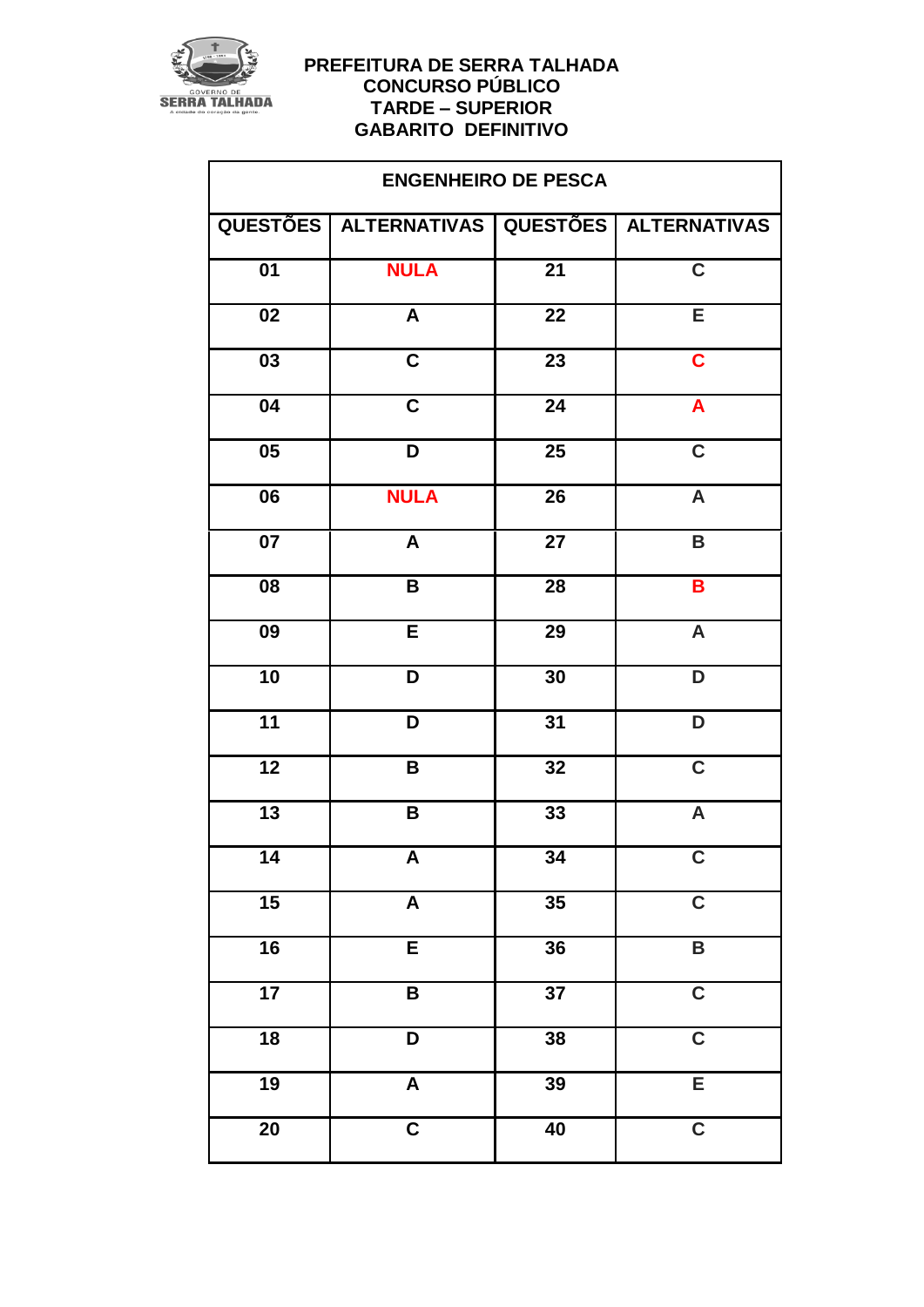**PREFEITURA DE SERRA TALHADA**
**CONCURSO PÚBLICO**
**TARDE – SUPERIOR**
**GABARITO DEFINITIVO**

| ENGENHEIRO DE PESCA | | | |
|---|---|---|---|
| QUESTÕES | ALTERNATIVAS | QUESTÕES | ALTERNATIVAS |
| 01 | NULA | 21 | C |
| 02 | A | 22 | E |
| 03 | C | 23 | C |
| 04 | C | 24 | A |
| 05 | D | 25 | C |
| 06 | NULA | 26 | A |
| 07 | A | 27 | B |
| 08 | B | 28 | B |
| 09 | E | 29 | A |
| 10 | D | 30 | D |
| 11 | D | 31 | D |
| 12 | B | 32 | C |
| 13 | B | 33 | A |
| 14 | A | 34 | C |
| 15 | A | 35 | C |
| 16 | E | 36 | B |
| 17 | B | 37 | C |
| 18 | D | 38 | C |
| 19 | A | 39 | E |
| 20 | C | 40 | C |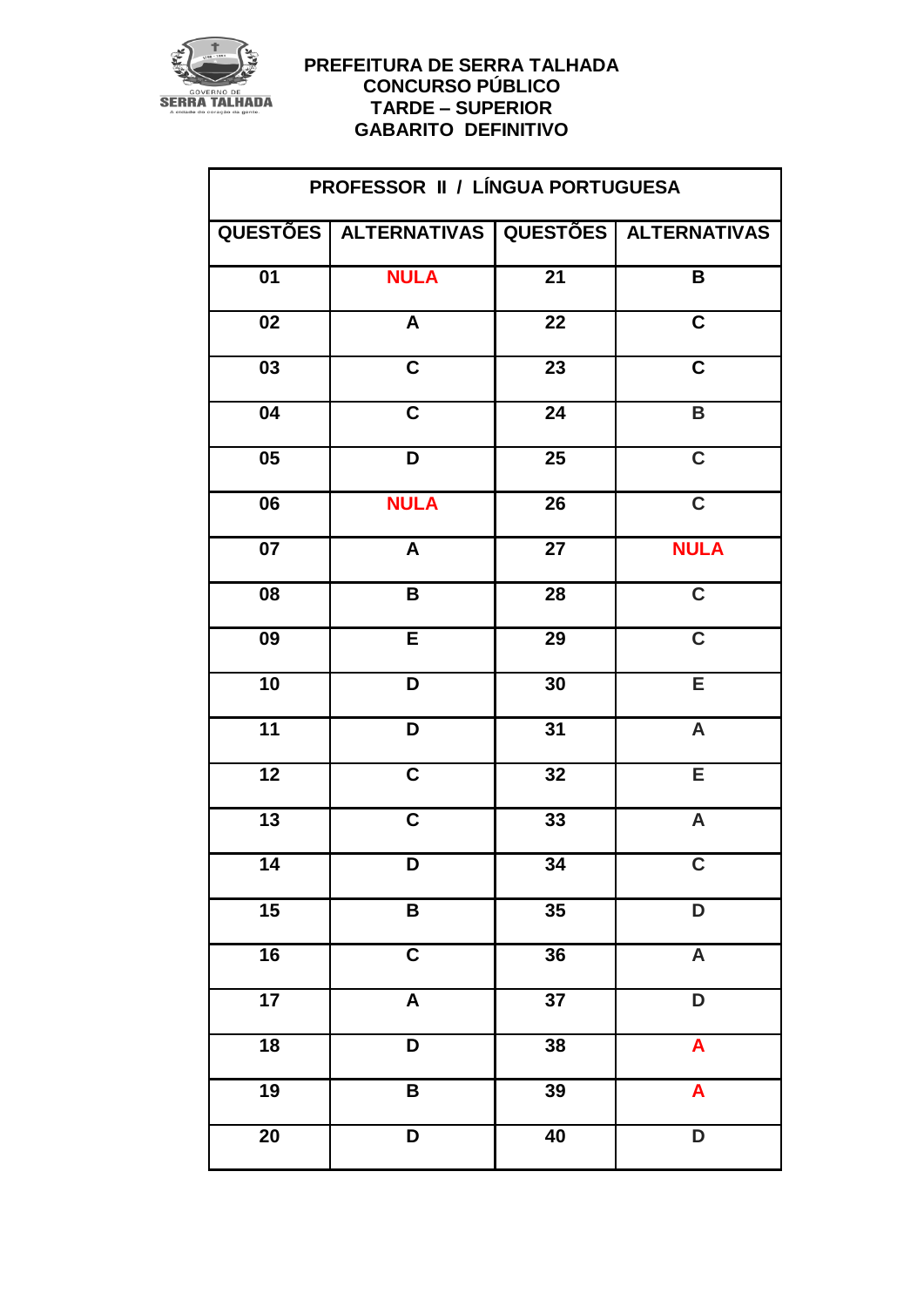**PREFEITURA DE SERRA TALHADA**
**CONCURSO PÚBLICO**
**TARDE – SUPERIOR**
**GABARITO DEFINITIVO**

| PROFESSOR II / LÍNGUA PORTUGUESA | | | |
|---|---|---|---|
| **QUESTÕES** | **ALTERNATIVAS** | **QUESTÕES** | **ALTERNATIVAS** |
| 01 | NULA | 21 | B |
| 02 | A | 22 | C |
| 03 | C | 23 | C |
| 04 | C | 24 | B |
| 05 | D | 25 | C |
| 06 | NULA | 26 | C |
| 07 | A | 27 | NULA |
| 08 | B | 28 | C |
| 09 | E | 29 | C |
| 10 | D | 30 | E |
| 11 | D | 31 | A |
| 12 | C | 32 | E |
| 13 | C | 33 | A |
| 14 | D | 34 | C |
| 15 | B | 35 | D |
| 16 | C | 36 | A |
| 17 | A | 37 | D |
| 18 | D | 38 | A |
| 19 | B | 39 | A |
| 20 | D | 40 | D |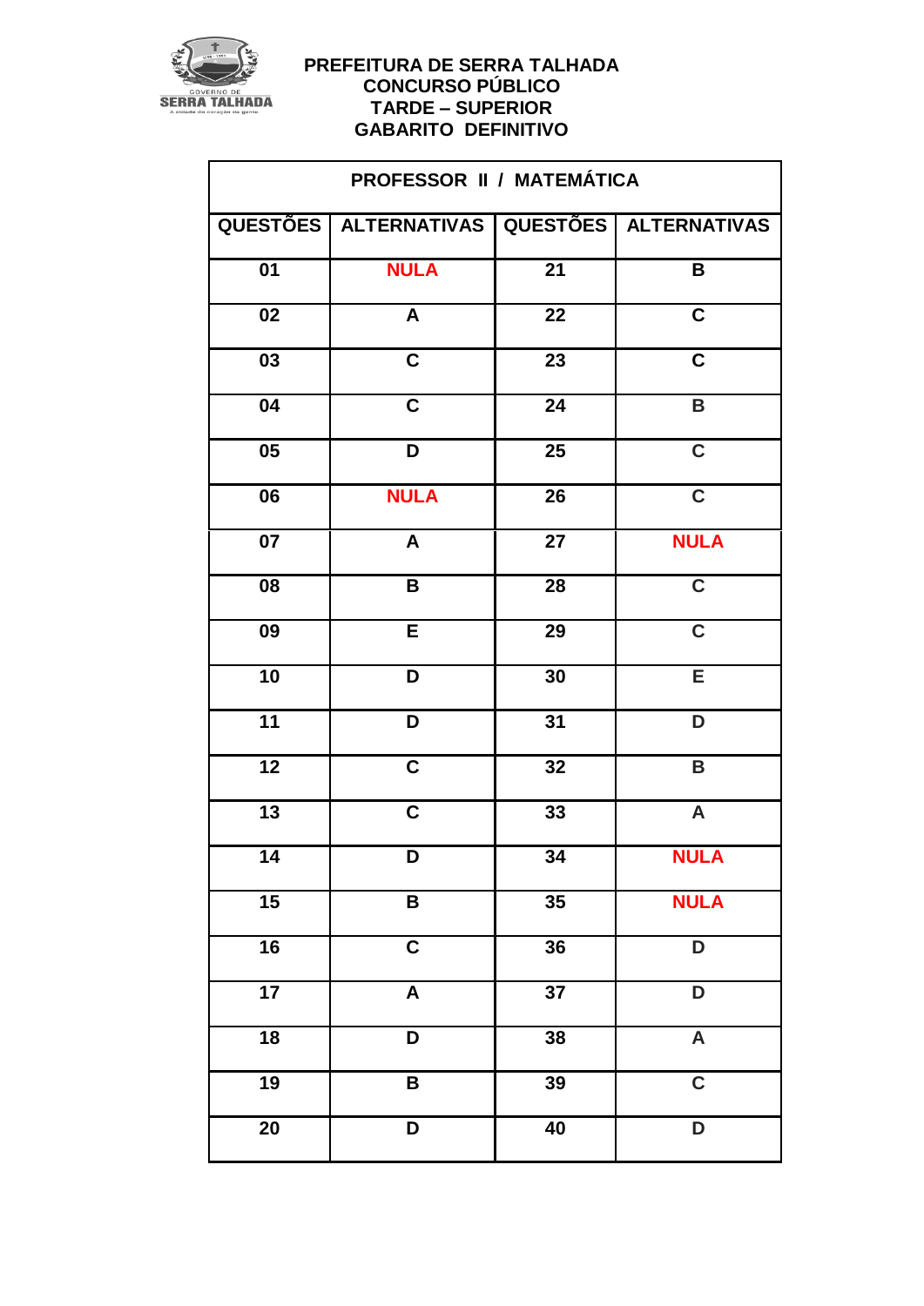**PREFEITURA DE SERRA TALHADA**
**CONCURSO PÚBLICO**
**TARDE – SUPERIOR**
**GABARITO DEFINITIVO**

| PROFESSOR II / MATEMÁTICA | | | |
|---|---|---|---|
| QUESTÕES | ALTERNATIVAS | QUESTÕES | ALTERNATIVAS |
| 01 | NULA | 21 | B |
| 02 | A | 22 | C |
| 03 | C | 23 | C |
| 04 | C | 24 | B |
| 05 | D | 25 | C |
| 06 | NULA | 26 | C |
| 07 | A | 27 | NULA |
| 08 | B | 28 | C |
| 09 | E | 29 | C |
| 10 | D | 30 | E |
| 11 | D | 31 | D |
| 12 | C | 32 | B |
| 13 | C | 33 | A |
| 14 | D | 34 | NULA |
| 15 | B | 35 | NULA |
| 16 | C | 36 | D |
| 17 | A | 37 | D |
| 18 | D | 38 | A |
| 19 | B | 39 | C |
| 20 | D | 40 | D |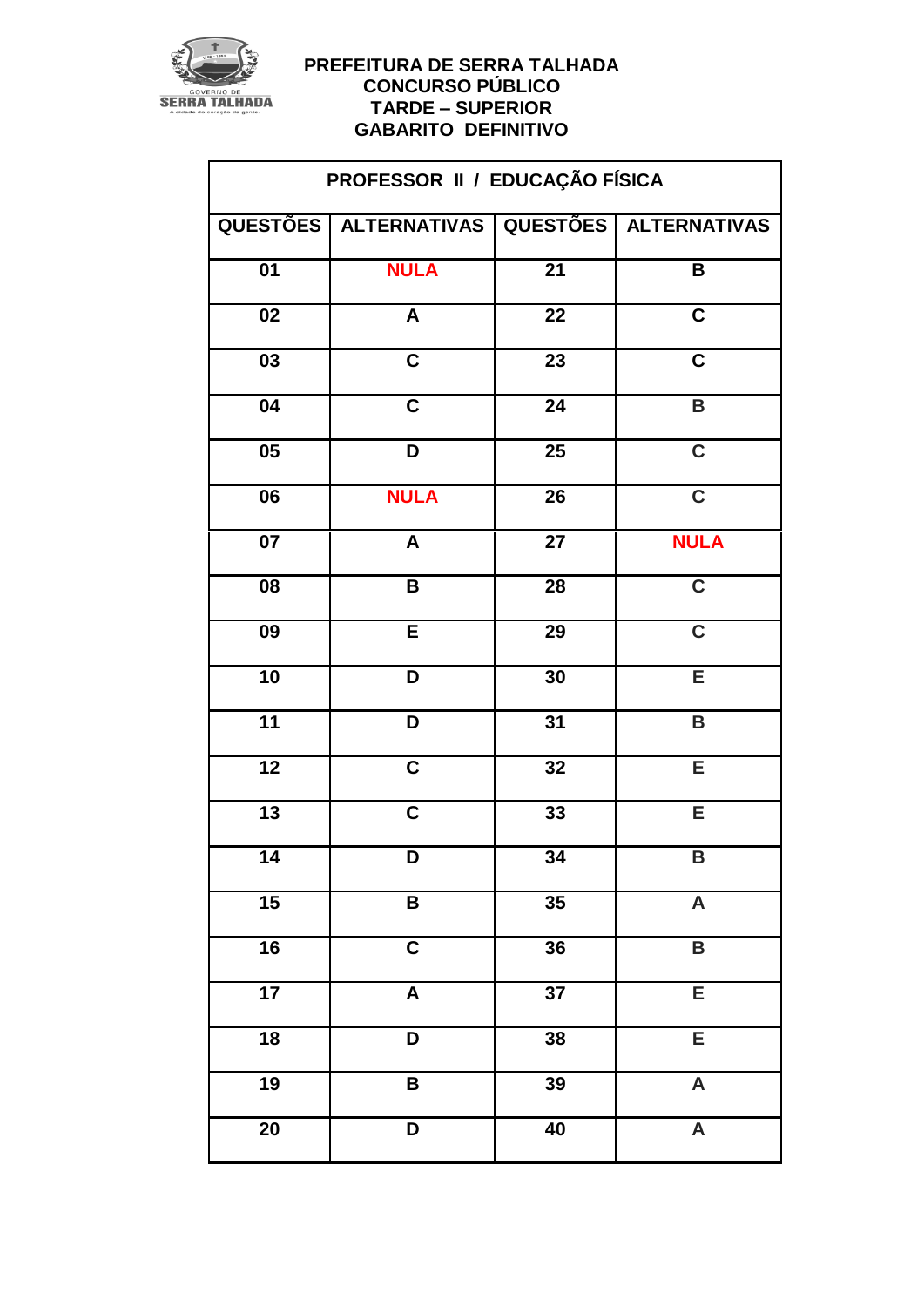**PREFEITURA DE SERRA TALHADA**
**CONCURSO PÚBLICO**
**TARDE – SUPERIOR**
**GABARITO DEFINITIVO**

| PROFESSOR II / EDUCAÇÃO FÍSICA | | | |
|---|---|---|---|
| **QUESTÕES** | **ALTERNATIVAS** | **QUESTÕES** | **ALTERNATIVAS** |
| 01 | NULA | 21 | B |
| 02 | A | 22 | C |
| 03 | C | 23 | C |
| 04 | C | 24 | B |
| 05 | D | 25 | C |
| 06 | NULA | 26 | C |
| 07 | A | 27 | NULA |
| 08 | B | 28 | C |
| 09 | E | 29 | C |
| 10 | D | 30 | E |
| 11 | D | 31 | B |
| 12 | C | 32 | E |
| 13 | C | 33 | E |
| 14 | D | 34 | B |
| 15 | B | 35 | A |
| 16 | C | 36 | B |
| 17 | A | 37 | E |
| 18 | D | 38 | E |
| 19 | B | 39 | A |
| 20 | D | 40 | A |